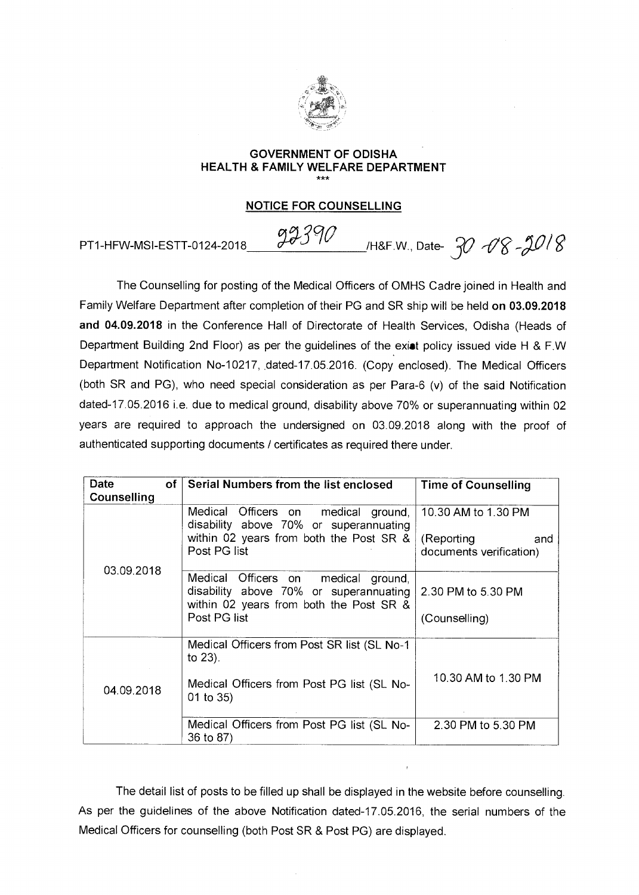# GOVERNMENT OF ODISHA
## HEALTH & FAMILY WELFARE DEPARTMENT

\*\*\*

**NOTICE FOR COUNSELLING**

PT1-HFW-MSI-ESTT-0124-2018 22390 /H&F.W., Date- 30-08-2018

The Counselling for posting of the Medical Officers of OMHS Cadre joined in Health and Family Welfare Department after completion of their PG and SR ship will be held **on 03.09.2018 and 04.09.2018** in the Conference Hall of Directorate of Health Services, Odisha (Heads of Department Building 2nd Floor) as per the guidelines of the exist policy issued vide H & F.W Department Notification No-10217, dated-17.05.2016. (Copy enclosed). The Medical Officers (both SR and PG), who need special consideration as per Para-6 (v) of the said Notification dated-17.05.2016 i.e. due to medical ground, disability above 70% or superannuating within 02 years are required to approach the undersigned on 03.09.2018 along with the proof of authenticated supporting documents / certificates as required there under.

| Date of Counselling | Serial Numbers from the list enclosed | Time of Counselling |
|---|---|---|
| 03.09.2018 | Medical Officers on medical ground, disability above 70% or superannuating within 02 years from both the Post SR & Post PG list | 10.30 AM to 1.30 PM (Reporting and documents verification) |
| | Medical Officers on medical ground, disability above 70% or superannuating within 02 years from both the Post SR & Post PG list | 2.30 PM to 5.30 PM (Counselling) |
| 04.09.2018 | Medical Officers from Post SR list (SL No-1 to 23). Medical Officers from Post PG list (SL No-01 to 35) | 10.30 AM to 1.30 PM |
| | Medical Officers from Post PG list (SL No-36 to 87) | 2.30 PM to 5.30 PM |

The detail list of posts to be filled up shall be displayed in the website before counselling. As per the guidelines of the above Notification dated-17.05.2016, the serial numbers of the Medical Officers for counselling (both Post SR & Post PG) are displayed.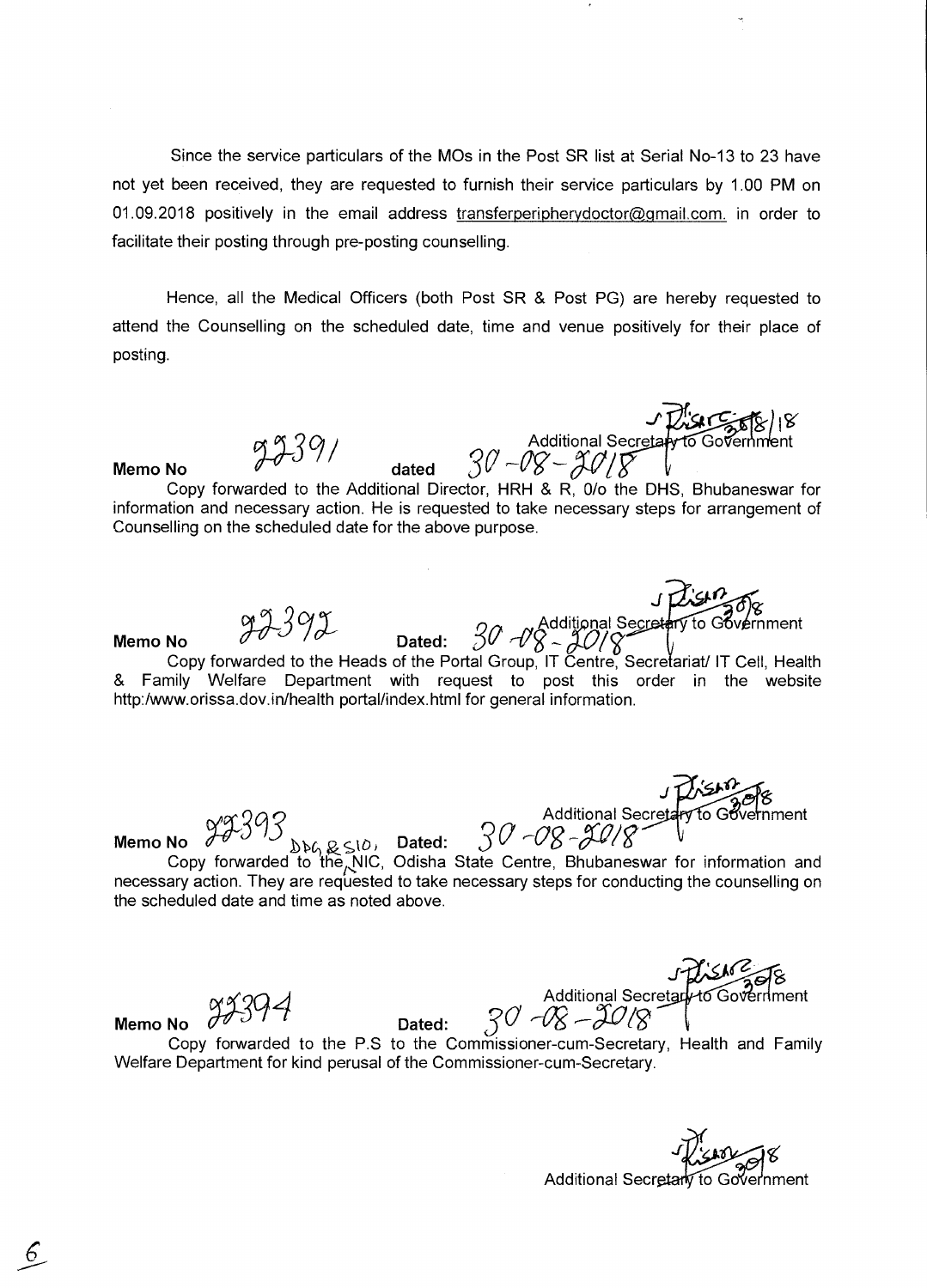Since the service particulars of the MOs in the Post SR list at Serial No-13 to 23 have not yet been received, they are requested to furnish their service particulars by 1.00 PM on 01.09.2018 positively in the email address transferperipherydoctor@gmail.com. in order to facilitate their posting through pre-posting counselling.

Hence, all the Medical Officers (both Post SR & Post PG) are hereby requested to attend the Counselling on the scheduled date, time and venue positively for their place of posting.

Additional Secretary to Government

Memo No 22391 dated 30-08-2018

Copy forwarded to the Additional Director, HRH & R, O/o the DHS, Bhubaneswar for information and necessary action. He is requested to take necessary steps for arrangement of Counselling on the scheduled date for the above purpose.

Additional Secretary to Government

Memo No 22392 Dated: 30-08-2018

Copy forwarded to the Heads of the Portal Group, IT Centre, Secretariat/ IT Cell, Health & Family Welfare Department with request to post this order in the website http:/www.orissa.dov.in/health portal/index.html for general information.

Additional Secretary to Government

Memo No 22393 DDG & SIO, Dated: 30-08-2018

Copy forwarded to the NIC, Odisha State Centre, Bhubaneswar for information and necessary action. They are requested to take necessary steps for conducting the counselling on the scheduled date and time as noted above.

Additional Secretary to Government

Memo No 22394 Dated: 30-08-2018

Copy forwarded to the P.S to the Commissioner-cum-Secretary, Health and Family Welfare Department for kind perusal of the Commissioner-cum-Secretary.

Additional Secretary to Government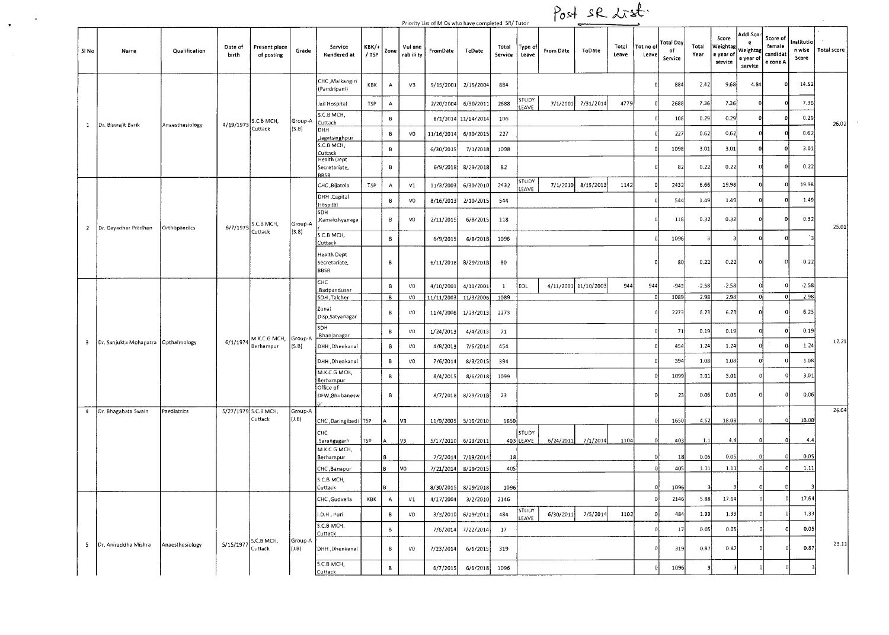Post SR List.

Priority List of M.Os who have completed SR/ Tutor

| Sl No | Name | Qualification | Date of birth | Present place of posting | Grade | Service Rendered at | KBK/+ / TSP | Zone | Vul ane rab ili ty | FromDate | ToDate | Total Service | Type of Leave | From Date | ToDate | Total Leave | Tot no of Leave | Total Day of Service | Total Year | Score Weightag e year of service | Addl.Score Weightag e year of service | Score of female candidat e zone A | Institution wise Score | Total score |
|---|---|---|---|---|---|---|---|---|---|---|---|---|---|---|---|---|---|---|---|---|---|---|---|---|
| 1 | Dr. Biswajit Barik | Anaesthesiology | 4/19/1973 | S.C.B MCH, Cuttack | Group-A (S.B) | CHC ,Malkangiri (Pandripani) | KBK | A | V3 | 9/15/2001 | 2/15/2004 | 884 | | | | | 0 | 884 | 2.42 | 9.68 | 4.84 | 0 | 14.52 | 26.02 |
| | | | | | | Jail Hospital | TSP | A | | 2/20/2004 | 6/30/2011 | 2688 | STUDY LEAVE | 7/1/2001 | 7/31/2014 | 4779 | 0 | 2688 | 7.36 | 7.36 | 0 | 0 | 7.36 | |
| | | | | | | S.C.B MCH, Cuttack | | B | | 8/1/2014 | 11/14/2014 | 106 | | | | | 0 | 106 | 0.29 | 0.29 | 0 | 0 | 0.29 | |
| | | | | | | DHH ,Jagatsinghpur | | B | V0 | 11/16/2014 | 6/30/2015 | 227 | | | | | 0 | 227 | 0.62 | 0.62 | 0 | 0 | 0.62 | |
| | | | | | | S.C.B MCH, Cuttack | | B | | 6/30/2015 | 7/1/2018 | 1098 | | | | | 0 | 1098 | 3.01 | 3.01 | 0 | 0 | 3.01 | |
| | | | | | | Health Dept Secretariate, BBSR | | B | | 6/9/2018 | 8/29/2018 | 82 | | | | | 0 | 82 | 0.22 | 0.22 | 0 | 0 | 0.22 | |
| 2 | Dr. Gayadhar Pradhan | Orthopaedics | 6/7/1975 | S.C.B MCH, Cuttack | Group-A (S.B) | CHC ,Bijatola | TSP | A | V1 | 11/3/2003 | 6/30/2010 | 2432 | STUDY LEAVE | 7/1/2010 | 8/15/2013 | 1142 | 0 | 2432 | 6.66 | 19.98 | 0 | 0 | 19.98 | 25.01 |
| | | | | | | DHH ,Capital Hospital | | B | V0 | 8/16/2013 | 2/10/2015 | 544 | | | | | 0 | 544 | 1.49 | 1.49 | 0 | 0 | 1.49 | |
| | | | | | | SDH ,Kamakshyanagar | | B | V0 | 2/11/2015 | 6/8/2015 | 118 | | | | | 0 | 118 | 0.32 | 0.32 | 0 | 0 | 0.32 | |
| | | | | | | S.C.B MCH, Cuttack | | B | | 6/9/2015 | 6/8/2018 | 1096 | | | | | 0 | 1096 | 3 | 3 | 0 | 0 | 3 | |
| | | | | | | Health Dept Secretariate, BBSR | | B | | 6/11/2018 | 8/29/2018 | 80 | | | | | 0 | 80 | 0.22 | 0.22 | 0 | 0 | 0.22 | |
| 3 | Dr. Sanjukta Mohapatra | Opthalmology | 6/1/1974 | M.K.C.G MCH, Berhampur | Group-A (S.B) | CHC ,Badpandusar | | B | V0 | 4/10/2001 | 4/10/2001 | 1 | EOL | 4/11/2001 | 11/10/2003 | 944 | 944 | -943 | -2.58 | -2.58 | 0 | 0 | -2.58 | 12.21 |
| | | | | | | SDH ,Talcher | | B | V0 | 11/11/2003 | 11/3/2006 | 1089 | | | | | 0 | 1089 | 2.98 | 2.98 | 0 | 0 | 2.98 | |
| | | | | | | Zonal Disp,Satyanagar | | B | V0 | 11/4/2006 | 1/23/2013 | 2273 | | | | | 0 | 2273 | 6.23 | 6.23 | 0 | 0 | 6.23 | |
| | | | | | | SDH ,Bhanjanagar | | B | V0 | 1/24/2013 | 4/4/2013 | 71 | | | | | 0 | 71 | 0.19 | 0.19 | 0 | 0 | 0.19 | |
| | | | | | | DHH ,Dhenkanal | | B | V0 | 4/8/2013 | 7/5/2014 | 454 | | | | | 0 | 454 | 1.24 | 1.24 | 0 | 0 | 1.24 | |
| | | | | | | DHH ,Dhenkanal | | B | V0 | 7/6/2014 | 8/3/2015 | 394 | | | | | 0 | 394 | 1.08 | 1.08 | 0 | 0 | 1.08 | |
| | | | | | | M.K.C.G MCH, Berhampur | | B | | 8/4/2015 | 8/6/2018 | 1099 | | | | | 0 | 1099 | 3.01 | 3.01 | 0 | 0 | 3.01 | |
| | | | | | | Office of DFW,Bhubaneswar | | B | | 8/7/2018 | 8/29/2018 | 23 | | | | | 0 | 23 | 0.06 | 0.06 | 0 | 0 | 0.06 | |
| 4 | Dr. Bhagabata Swain | Paediatrics | 5/27/1979 | S.C.B MCH, Cuttack | Group-A (J.B) | CHC ,Daringibadi | TSP | A | V3 | 11/9/2005 | 5/16/2010 | 1650 | | | | | 0 | 1650 | 4.52 | 18.08 | 0 | 0 | 18.08 | 26.64 |
| | | | | | | CHC ,Sarangagarh | TSP | A | V3 | 5/17/2010 | 6/23/2011 | 403 | STUDY LEAVE | 6/24/2011 | 7/1/2014 | 1104 | 0 | 403 | 1.1 | 4.4 | 0 | 0 | 4.4 | |
| | | | | | | M.K.C.G MCH, Berhampur | | B | | 7/2/2014 | 7/19/2014 | 18 | | | | | 0 | 18 | 0.05 | 0.05 | 0 | 0 | 0.05 | |
| | | | | | | CHC ,Banapur | | B | V0 | 7/21/2014 | 8/29/2015 | 405 | | | | | 0 | 405 | 1.11 | 1.11 | 0 | 0 | 1.11 | |
| | | | | | | S.C.B MCH, Cuttack | | B | | 8/30/2015 | 8/29/2018 | 1096 | | | | | 0 | 1096 | 3 | 3 | 0 | 0 | 3 | |
| 5 | Dr. Aniruddha Mishra | Anaesthesiology | 5/15/1977 | S.C.B MCH, Cuttack | Group-A (J.B) | CHC ,Gudvella | KBK | A | V1 | 4/17/2004 | 3/2/2010 | 2146 | | | | | 0 | 2146 | 5.88 | 17.64 | 0 | 0 | 17.64 | 23.11 |
| | | | | | | I.D.H , Puri | | B | V0 | 3/3/2010 | 6/29/2011 | 484 | STUDY LEAVE | 6/30/2011 | 7/5/2014 | 1102 | 0 | 484 | 1.33 | 1.33 | 0 | 0 | 1.33 | |
| | | | | | | S.C.B MCH, Cuttack | | B | | 7/6/2014 | 7/22/2014 | 17 | | | | | 0 | 17 | 0.05 | 0.05 | 0 | 0 | 0.05 | |
| | | | | | | DHH ,Dhenkanal | | B | V0 | 7/23/2014 | 6/6/2015 | 319 | | | | | 0 | 319 | 0.87 | 0.87 | 0 | 0 | 0.87 | |
| | | | | | | S.C.B MCH, Cuttack | | B | | 6/7/2015 | 6/6/2018 | 1096 | | | | | 0 | 1096 | 3 | 3 | 0 | 0 | 3 | |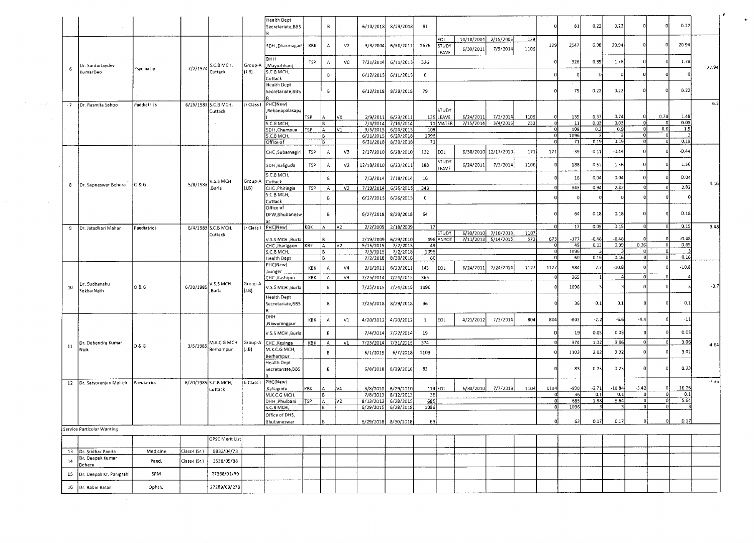| | | | | | | | | | | | | | | | | | | | | | | | | |
|---|---|---|---|---|---|---|---|---|---|---|---|---|---|---|---|---|---|---|---|---|---|---|---|---|
| | | | | | | Health Dept Secretariat,BBSR | | B | | 6/10/2018 | 8/29/2018 | 81 | | | | | 0 | 81 | 0.22 | 0.22 | 0 | 0 | 0.22 | |
| 6 | Dr. SardarJaydev KumarDeo | Psychiatry | 7/2/1974 | S.C.B MCH, Cuttack | Group-A (J.B) | SDH ,Dharmagad | KBK | A | V2 | 3/3/2004 | 6/30/2011 | 2676 | EOL<br>STUDY LEAVE | 10/10/2004<br>6/30/2011 | 2/15/2005<br>7/9/2014 | 129<br>1106 | 129 | 2547 | 6.98 | 20.94 | 0 | 0 | 20.94 | 22.94 |
| | | | | | | DHH ,Mayurbhanj | TSP | A | V0 | 7/21/2014 | 6/11/2015 | 326 | | | | | 0 | 326 | 0.89 | 1.78 | 0 | 0 | 1.78 | |
| | | | | | | S.C.B MCH, Cuttack | | B | | 6/12/2015 | 6/11/2015 | 0 | | | | | 0 | 0 | 0 | 0 | 0 | 0 | 0 | |
| | | | | | | Health Dept Secretariat,BBSR | | B | | 6/12/2018 | 8/29/2018 | 79 | | | | | 0 | 79 | 0.22 | 0.22 | 0 | 0 | 0.22 | |
| 7 | Dr. Rasmita Sahoo | Paediatrics | 6/25/1983 | S.C.B MCH, Cuttack | Jr Class I | PHC(New) ,Rebanapalasapali | TSP | A | V0 | 2/9/2011 | 6/23/2011 | 135 | STUDY LEAVE | 6/24/2011 | 7/3/2014 | 1106 | 0 | 135 | 0.37 | 0.74 | 0 | 0.74 | 1.48 | 6.2 |
| | | | | | | S.C.B MCH, | | B | | 7/4/2014 | 7/14/2014 | 11 | MATER | 7/15/2014 | 3/4/2015 | 233 | 0 | 11 | 0.03 | 0.03 | 0 | 0 | 0.03 | |
| | | | | | | SDH ,Champua | TSP | A | V1 | 3/5/2015 | 6/20/2015 | 108 | | | | | 0 | 108 | 0.3 | 0.9 | 0 | 0.6 | 1.5 | |
| | | | | | | S.C.B MCH, | | B | | 6/21/2015 | 6/20/2018 | 1096 | | | | | 0 | 1096 | 3 | 3 | 0 | 0 | 3 | |
| | | | | | | Office of | | B | | 6/21/2018 | 8/30/2018 | 71 | | | | | 0 | 71 | 0.19 | 0.19 | 0 | 0 | 0.19 | |
| 8 | Dr. Sapneswar Behera | O & G | 5/8/1983 | V.S.S MCH ,Burla | Group-A (J.B) | CHC ,Subarnagiri | TSP | A | V3 | 2/17/2010 | 6/28/2010 | 132 | EOL | 6/30/2010 | 12/17/2010 | 171 | 171 | -39 | -0.11 | -0.44 | 0 | 0 | -0.44 | 4.16 |
| | | | | | | SDH ,Baliguda | TSP | A | V2 | 12/18/2010 | 6/23/2011 | 188 | STUDY LEAVE | 6/24/2011 | 7/3/2014 | 1106 | 0 | 188 | 0.52 | 1.56 | 0 | 0 | 1.56 | |
| | | | | | | S.C.B MCH, Cuttack | | B | | 7/3/2014 | 7/18/2014 | 16 | | | | | 0 | 16 | 0.04 | 0.04 | 0 | 0 | 0.04 | |
| | | | | | | CHC ,Phiringia | TSP | A | V2 | 7/19/2014 | 6/26/2015 | 343 | | | | | 0 | 343 | 0.94 | 2.82 | 0 | 0 | 2.82 | |
| | | | | | | S.C.B MCH, Cuttack | | B | | 6/27/2015 | 6/26/2015 | 0 | | | | | 0 | 0 | 0 | 0 | 0 | 0 | 0 | |
| | | | | | | Office of DFW,Bhubaneswar | | B | | 6/27/2018 | 8/29/2018 | 64 | | | | | 0 | 64 | 0.18 | 0.18 | 0 | 0 | 0.18 | |
| 9 | Dr. Jatadhari Mahar | Paediatrics | 6/4/1983 | S.C.B MCH, Cuttack | Jr Class I | PHC(New) | KBK | A | V2 | 2/2/2009 | 2/18/2009 | 17 | | | | | 0 | 17 | 0.05 | 0.15 | 0 | 0 | 0.15 | 3.48 |
| | | | | | | V.S.S MCH ,Burla | | B | | 2/19/2009 | 6/29/2010 | 496 | STUDY<br>ANYOT | 6/30/2010<br>7/11/2013 | 7/10/2013<br>5/14/2015 | 1107<br>673 | 673 | -177 | -0.48 | -0.48 | 0 | 0 | -0.48 | |
| | | | | | | CHC ,Jharigaon | KBK | A | V2 | 5/15/2015 | 7/2/2015 | 49 | | | | | 0 | 49 | 0.13 | 0.39 | 0.26 | 0 | 0.65 | |
| | | | | | | S.C.B MCH, | | B | | 7/3/2015 | 7/2/2018 | 1096 | | | | | 0 | 1096 | 3 | 3 | 0 | 0 | 3 | |
| | | | | | | Health Dept | | B | | 7/2/2018 | 8/30/2018 | 60 | | | | | 0 | 60 | 0.16 | 0.16 | 0 | 0 | 0.16 | |
| 10 | Dr. Sudhanshu SekharNath | O & G | 6/30/1985 | V.S.S MCH ,Burla | Group-A (J.B) | PHC(New) ,Sunger | KBK | A | V4 | 2/1/2011 | 6/23/2011 | 143 | EOL | 6/24/2011 | 7/24/2014 | 1127 | 1127 | -984 | -2.7 | -10.8 | 0 | 0 | -10.8 | -3.7 |
| | | | | | | CHC ,Kashipur | KBK | A | V3 | 7/25/2014 | 7/24/2015 | 365 | | | | | 0 | 365 | 1 | 4 | 0 | 0 | 4 | |
| | | | | | | V.S.S MCH ,Burla | | B | | 7/25/2015 | 7/24/2018 | 1096 | | | | | 0 | 1096 | 3 | 3 | 0 | 0 | 3 | |
| | | | | | | Health Dept Secretariat,BBSR | | B | | 7/25/2018 | 8/29/2018 | 36 | | | | | 0 | 36 | 0.1 | 0.1 | 0 | 0 | 0.1 | |
| 11 | Dr. Debendra Kumar Naik | O & G | 3/5/1985 | M.K.C.G MCH, Berhampur | Group-A (J.B) | DHH ,Nawarangpur | KBK | A | V1 | 4/20/2012 | 4/20/2012 | 1 | EOL | 4/21/2012 | 7/3/2014 | 804 | 804 | -803 | -2.2 | -6.6 | -4.4 | 0 | -11 | -4.64 |
| | | | | | | V.S.S MCH ,Burla | | B | | 7/4/2014 | 7/22/2014 | 19 | | | | | 0 | 19 | 0.05 | 0.05 | 0 | 0 | 0.05 | |
| | | | | | | CHC ,Kesinga | KBK | A | V1 | 7/23/2014 | 7/31/2015 | 374 | | | | | 0 | 374 | 1.02 | 3.06 | 0 | 0 | 3.06 | |
| | | | | | | M.K.C.G MCH, Berhampur | | B | | 6/1/2015 | 6/7/2018 | 1103 | | | | | 0 | 1103 | 3.02 | 3.02 | 0 | 0 | 3.02 | |
| | | | | | | Health Dept Secretariat,BBSR | | B | | 6/8/2018 | 8/29/2018 | 83 | | | | | 0 | 83 | 0.23 | 0.23 | 0 | 0 | 0.23 | |
| 12 | Dr. Satyaranjan Mallick | Paediatrics | 6/20/1985 | S.C.B MCH, Cuttack | Jr Class I | PHC(New) ,Kaliaguda | KBK | A | V4 | 3/8/2010 | 6/29/2010 | 114 | EOL | 6/30/2010 | 7/7/2013 | 1104 | 1104 | -990 | -2.71 | -10.84 | -5.42 | 0 | -16.26 | -7.35 |
| | | | | | | M.K.C.G MCH, | | B | | 7/8/2013 | 8/12/2013 | 36 | | | | | 0 | 36 | 0.1 | 0.1 | 0 | 0 | 0.1 | |
| | | | | | | DHH ,Phulbani | TSP | A | V2 | 8/13/2013 | 6/28/2015 | 685 | | | | | 0 | 685 | 1.88 | 5.64 | 0 | 0 | 5.64 | |
| | | | | | | S.C.B MCH, | | B | | 6/29/2015 | 6/28/2018 | 1096 | | | | | 0 | 1096 | 3 | 3 | 0 | 0 | 3 | |
| | | | | | | Office of DHS, Bhubaneswar | | B | | 6/29/2018 | 8/30/2018 | 63 | | | | | 0 | 63 | 0.17 | 0.17 | 0 | 0 | 0.17 | |
| Service Particular Wanting | | | | | | | | | | | | | | | | | | | | | | | | |
| | | | | OPSC Merit List | | | | | | | | | | | | | | | | | | | | |
| 13 | Dr. Sridhar Panda | Medicine | Class-I (Sr.) | 8832/04/73 | | | | | | | | | | | | | | | | | | | | |
| 14 | Dr. Deepak Kumar Behera | Paed. | Class-I (Sr.) | 3538/05/88 | | | | | | | | | | | | | | | | | | | | |
| 15 | Dr. Deepak Kr. Panigrahi | SPM | | 27368/01/39 | | | | | | | | | | | | | | | | | | | | |
| 16 | Dr. Rabin Ratan | Ophth. | | 27289/03/278 | | | | | | | | | | | | | | | | | | | | |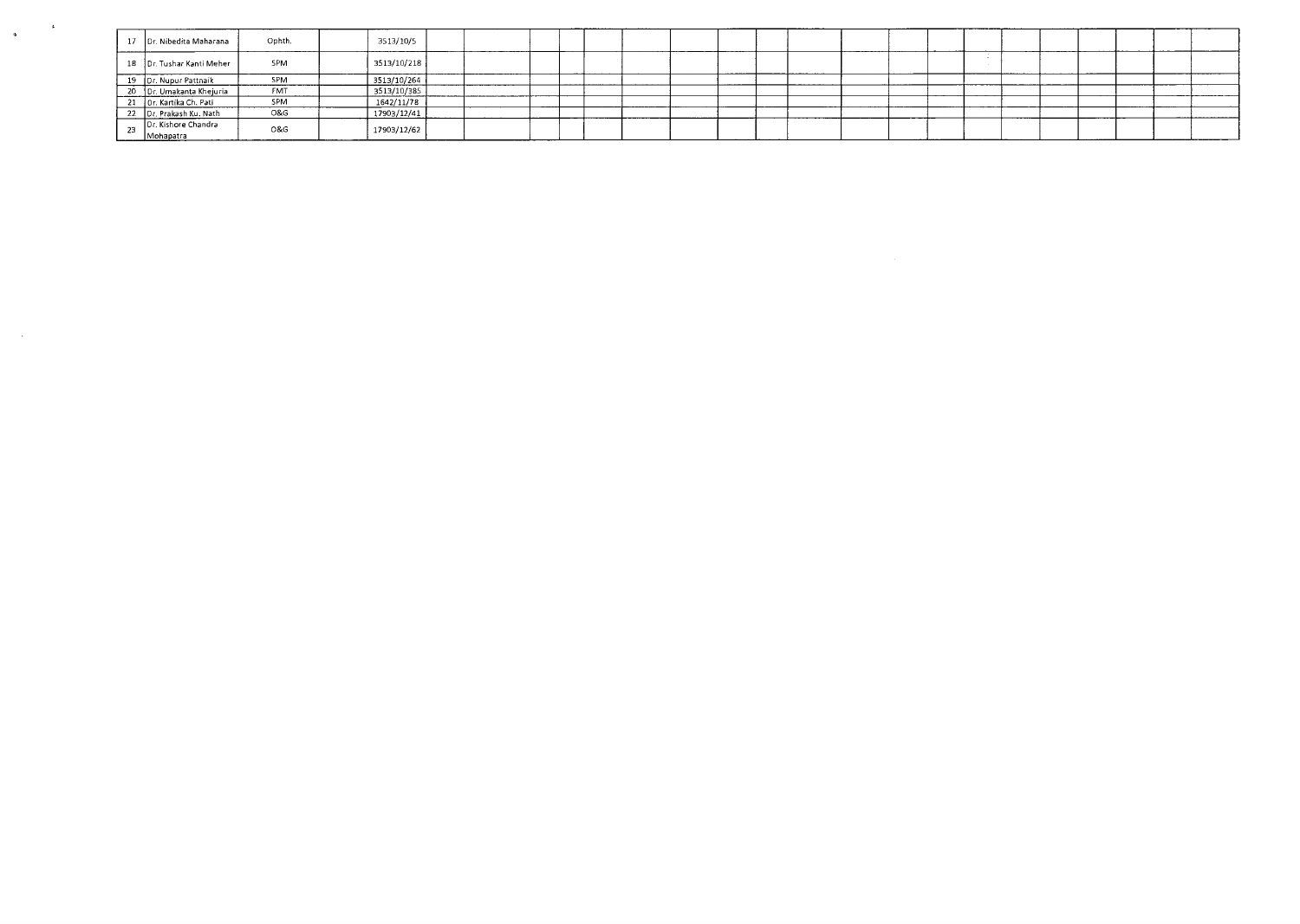| | | | | | | | | | | | | | | | | | | | | | | |
|---|---|---|---|---|---|---|---|---|---|---|---|---|---|---|---|---|---|---|---|---|---|---|
| 17 | Dr. Nibedita Maharana | Ophth. | | 3513/10/5 | | | | | | | | | | | | | | | | | | |
| 18 | Dr. Tushar Kanti Meher | SPM | | 3513/10/218 | | | | | | | | | | | | | | | | | | |
| 19 | Dr. Nupur Pattnaik | SPM | | 3513/10/264 | | | | | | | | | | | | | | | | | | |
| 20 | Dr. Umakanta Khejuria | FMT | | 3513/10/385 | | | | | | | | | | | | | | | | | | |
| 21 | Dr. Kartika Ch. Pati | SPM | | 1642/11/78 | | | | | | | | | | | | | | | | | | |
| 22 | Dr. Prakash Ku. Nath | O&G | | 17903/12/41 | | | | | | | | | | | | | | | | | | |
| 23 | Dr. Kishore Chandra Mohapatra | O&G | | 17903/12/62 | | | | | | | | | | | | | | | | | | |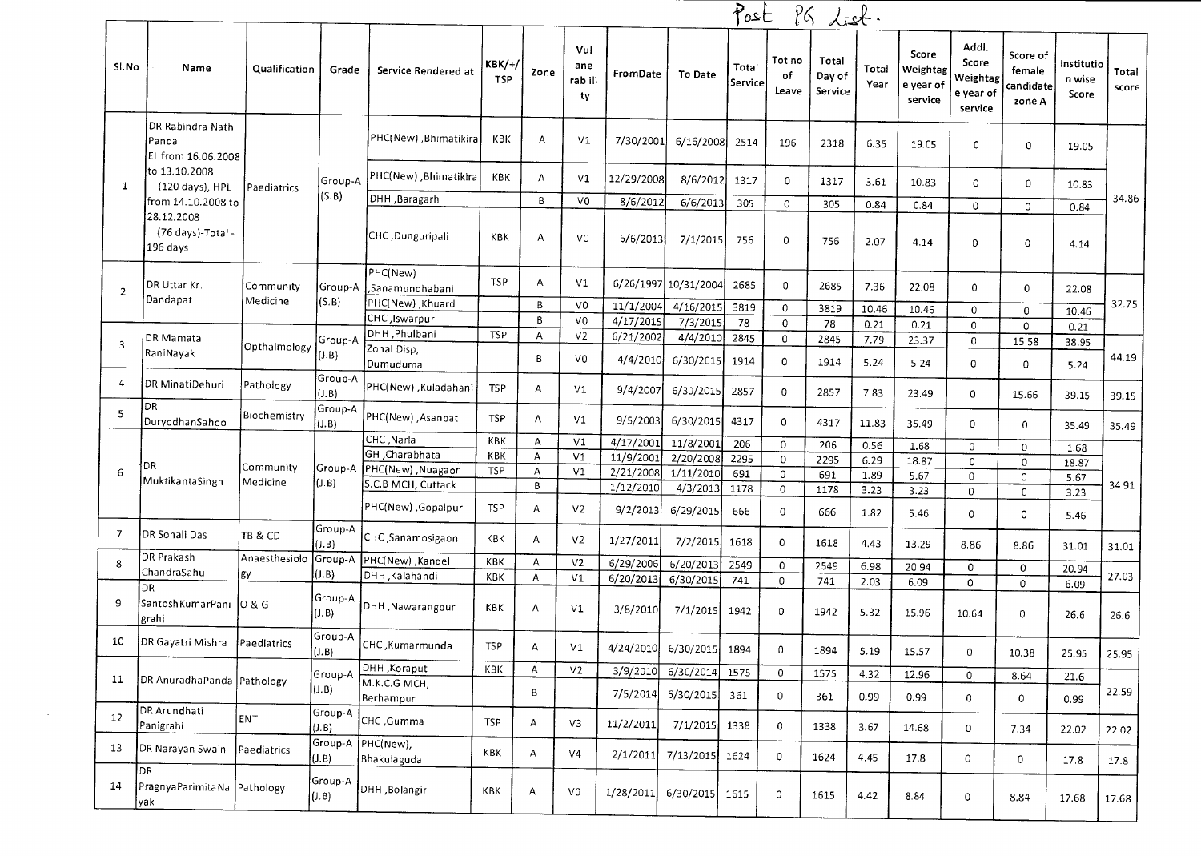Post PG List.

| Sl.No | Name | Qualification | Grade | Service Rendered at | KBK/+/TSP | Zone | Vulnerability | FromDate | To Date | Total Service | Tot no of Leave | Total Day of Service | Total Year | Score Weightage year of service | Addl. Score Weightage year of service | Score of female candidate zone A | Institution wise Score | Total score |
|---|---|---|---|---|---|---|---|---|---|---|---|---|---|---|---|---|---|---|
| 1 | DR Rabindra Nath Panda EL from 16.06.2008 to 13.10.2008 (120 days), HPL from 14.10.2008 to 28.12.2008 (76 days)-Total - 196 days | Paediatrics | Group-A (S.B) | PHC(New) ,Bhimatikira | KBK | A | V1 | 7/30/2001 | 6/16/2008 | 2514 | 196 | 2318 | 6.35 | 19.05 | 0 | 0 | 19.05 | 34.86 |
| | | | | PHC(New) ,Bhimatikira | KBK | A | V1 | 12/29/2008 | 8/6/2012 | 1317 | 0 | 1317 | 3.61 | 10.83 | 0 | 0 | 10.83 | |
| | | | | DHH ,Baragarh | | B | V0 | 8/6/2012 | 6/6/2013 | 305 | 0 | 305 | 0.84 | 0.84 | 0 | 0 | 0.84 | |
| | | | | CHC ,Dunguripali | KBK | A | V0 | 6/6/2013 | 7/1/2015 | 756 | 0 | 756 | 2.07 | 4.14 | 0 | 0 | 4.14 | |
| 2 | DR Uttar Kr. Dandapat | Community Medicine | Group-A (S.B) | PHC(New) ,Sanamundhabani | TSP | A | V1 | 6/26/1997 | 10/31/2004 | 2685 | 0 | 2685 | 7.36 | 22.08 | 0 | 0 | 22.08 | 32.75 |
| | | | | PHC(New) ,Khuard | | B | V0 | 11/1/2004 | 4/16/2015 | 3819 | 0 | 3819 | 10.46 | 10.46 | 0 | 0 | 10.46 | |
| | | | | CHC ,Iswarpur | | B | V0 | 4/17/2015 | 7/3/2015 | 78 | 0 | 78 | 0.21 | 0.21 | 0 | 0 | 0.21 | |
| 3 | DR Mamata RaniNayak | Opthalmology | Group-A (J.B) | DHH ,Phulbani | TSP | A | V2 | 6/21/2002 | 4/4/2010 | 2845 | 0 | 2845 | 7.79 | 23.37 | 0 | 15.58 | 38.95 | 44.19 |
| | | | | Zonal Disp, Dumuduma | | B | V0 | 4/4/2010 | 6/30/2015 | 1914 | 0 | 1914 | 5.24 | 5.24 | 0 | 0 | 5.24 | |
| 4 | DR MinatiDehuri | Pathology | Group-A (J.B) | PHC(New) ,Kuladahani | TSP | A | V1 | 9/4/2007 | 6/30/2015 | 2857 | 0 | 2857 | 7.83 | 23.49 | 0 | 15.66 | 39.15 | 39.15 |
| 5 | DR DuryodhanSahoo | Biochemistry | Group-A (J.B) | PHC(New) ,Asanpat | TSP | A | V1 | 9/5/2003 | 6/30/2015 | 4317 | 0 | 4317 | 11.83 | 35.49 | 0 | 0 | 35.49 | 35.49 |
| 6 | DR MuktikantaSingh | Community Medicine | Group-A (J.B) | CHC ,Narla | KBK | A | V1 | 4/17/2001 | 11/8/2001 | 206 | 0 | 206 | 0.56 | 1.68 | 0 | 0 | 1.68 | 34.91 |
| | | | | GH ,Charabhata | KBK | A | V1 | 11/9/2001 | 2/20/2008 | 2295 | 0 | 2295 | 6.29 | 18.87 | 0 | 0 | 18.87 | |
| | | | | PHC(New) ,Nuagaon | TSP | A | V1 | 2/21/2008 | 1/11/2010 | 691 | 0 | 691 | 1.89 | 5.67 | 0 | 0 | 5.67 | |
| | | | | S.C.B MCH, Cuttack | | B | | 1/12/2010 | 4/3/2013 | 1178 | 0 | 1178 | 3.23 | 3.23 | 0 | 0 | 3.23 | |
| | | | | PHC(New) ,Gopalpur | TSP | A | V2 | 9/2/2013 | 6/29/2015 | 666 | 0 | 666 | 1.82 | 5.46 | 0 | 0 | 5.46 | |
| 7 | DR Sonali Das | TB & CD | Group-A (J.B) | CHC ,Sanamosigaon | KBK | A | V2 | 1/27/2011 | 7/2/2015 | 1618 | 0 | 1618 | 4.43 | 13.29 | 8.86 | 8.86 | 31.01 | 31.01 |
| 8 | DR Prakash ChandraSahu | Anaesthesiology | Group-A (J.B) | PHC(New) ,Kandel | KBK | A | V2 | 6/29/2006 | 6/20/2013 | 2549 | 0 | 2549 | 6.98 | 20.94 | 0 | 0 | 20.94 | 27.03 |
| | | | | DHH ,Kalahandi | KBK | A | V1 | 6/20/2013 | 6/30/2015 | 741 | 0 | 741 | 2.03 | 6.09 | 0 | 0 | 6.09 | |
| 9 | DR SantoshKumarPanigrahi | O & G | Group-A (J.B) | DHH ,Nawarangpur | KBK | A | V1 | 3/8/2010 | 7/1/2015 | 1942 | 0 | 1942 | 5.32 | 15.96 | 10.64 | 0 | 26.6 | 26.6 |
| 10 | DR Gayatri Mishra | Paediatrics | Group-A (J.B) | CHC ,Kumarmunda | TSP | A | V1 | 4/24/2010 | 6/30/2015 | 1894 | 0 | 1894 | 5.19 | 15.57 | 0 | 10.38 | 25.95 | 25.95 |
| 11 | DR AnuradhaPanda | Pathology | Group-A (J.B) | DHH ,Koraput | KBK | A | V2 | 3/9/2010 | 6/30/2014 | 1575 | 0 | 1575 | 4.32 | 12.96 | 0 | 8.64 | 21.6 | 22.59 |
| | | | | M.K.C.G MCH, Berhampur | | B | | 7/5/2014 | 6/30/2015 | 361 | 0 | 361 | 0.99 | 0.99 | 0 | 0 | 0.99 | |
| 12 | DR Arundhati Panigrahi | ENT | Group-A (J.B) | CHC ,Gumma | TSP | A | V3 | 11/2/2011 | 7/1/2015 | 1338 | 0 | 1338 | 3.67 | 14.68 | 0 | 7.34 | 22.02 | 22.02 |
| 13 | DR Narayan Swain | Paediatrics | Group-A (J.B) | PHC(New), Bhakulaguda | KBK | A | V4 | 2/1/2011 | 7/13/2015 | 1624 | 0 | 1624 | 4.45 | 17.8 | 0 | 0 | 17.8 | 17.8 |
| 14 | DR PragnyaParimitaNayak | Pathology | Group-A (J.B) | DHH ,Bolangir | KBK | A | V0 | 1/28/2011 | 6/30/2015 | 1615 | 0 | 1615 | 4.42 | 8.84 | 0 | 8.84 | 17.68 | 17.68 |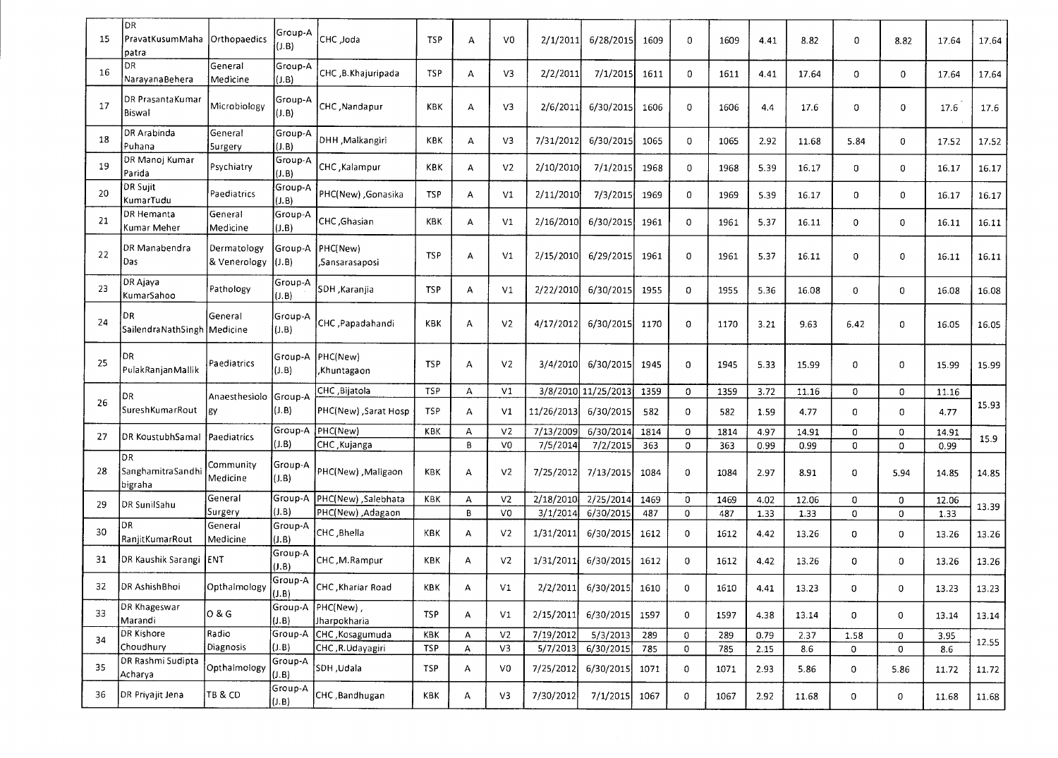| 15 | DR PravatKusumMahapatra | Orthopaedics | Group-A (J.B) | CHC ,Joda | TSP | A | V0 | 2/1/2011 | 6/28/2015 | 1609 | 0 | 1609 | 4.41 | 8.82 | 0 | 8.82 | 17.64 | 17.64 |
|---|---|---|---|---|---|---|---|---|---|---|---|---|---|---|---|---|---|---|
| 16 | DR NarayanaBehera | General Medicine | Group-A (J.B) | CHC ,B.Khajuripada | TSP | A | V3 | 2/2/2011 | 7/1/2015 | 1611 | 0 | 1611 | 4.41 | 17.64 | 0 | 0 | 17.64 | 17.64 |
| 17 | DR PrasantaKumar Biswal | Microbiology | Group-A (J.B) | CHC ,Nandapur | KBK | A | V3 | 2/6/2011 | 6/30/2015 | 1606 | 0 | 1606 | 4.4 | 17.6 | 0 | 0 | 17.6 | 17.6 |
| 18 | DR Arabinda Puhana | General Surgery | Group-A (J.B) | DHH ,Malkangiri | KBK | A | V3 | 7/31/2012 | 6/30/2015 | 1065 | 0 | 1065 | 2.92 | 11.68 | 5.84 | 0 | 17.52 | 17.52 |
| 19 | DR Manoj Kumar Parida | Psychiatry | Group-A (J.B) | CHC ,Kalampur | KBK | A | V2 | 2/10/2010 | 7/1/2015 | 1968 | 0 | 1968 | 5.39 | 16.17 | 0 | 0 | 16.17 | 16.17 |
| 20 | DR Sujit KumarTudu | Paediatrics | Group-A (J.B) | PHC(New) ,Gonasika | TSP | A | V1 | 2/11/2010 | 7/3/2015 | 1969 | 0 | 1969 | 5.39 | 16.17 | 0 | 0 | 16.17 | 16.17 |
| 21 | DR Hemanta Kumar Meher | General Medicine | Group-A (J.B) | CHC ,Ghasian | KBK | A | V1 | 2/16/2010 | 6/30/2015 | 1961 | 0 | 1961 | 5.37 | 16.11 | 0 | 0 | 16.11 | 16.11 |
| 22 | DR Manabendra Das | Dermatology & Venerology | Group-A (J.B) | PHC(New) ,Sansarasaposi | TSP | A | V1 | 2/15/2010 | 6/29/2015 | 1961 | 0 | 1961 | 5.37 | 16.11 | 0 | 0 | 16.11 | 16.11 |
| 23 | DR Ajaya KumarSahoo | Pathology | Group-A (J.B) | SDH ,Karanjia | TSP | A | V1 | 2/22/2010 | 6/30/2015 | 1955 | 0 | 1955 | 5.36 | 16.08 | 0 | 0 | 16.08 | 16.08 |
| 24 | DR SailendraNathSingh | General Medicine | Group-A (J.B) | CHC ,Papadahandi | KBK | A | V2 | 4/17/2012 | 6/30/2015 | 1170 | 0 | 1170 | 3.21 | 9.63 | 6.42 | 0 | 16.05 | 16.05 |
| 25 | DR PulakRanjanMallik | Paediatrics | Group-A (J.B) | PHC(New) ,Khuntagaon | TSP | A | V2 | 3/4/2010 | 6/30/2015 | 1945 | 0 | 1945 | 5.33 | 15.99 | 0 | 0 | 15.99 | 15.99 |
| 26 | DR SureshKumarRout | Anaesthesiology | Group-A (J.B) | CHC ,Bijatola | TSP | A | V1 | 3/8/2010 | 11/25/2013 | 1359 | 0 | 1359 | 3.72 | 11.16 | 0 | 0 | 11.16 | 15.93 |
| | | | | PHC(New) ,Sarat Hosp | TSP | A | V1 | 11/26/2013 | 6/30/2015 | 582 | 0 | 582 | 1.59 | 4.77 | 0 | 0 | 4.77 | |
| 27 | DR KoustubhSamal | Paediatrics | Group-A (J.B) | PHC(New) | KBK | A | V2 | 7/13/2009 | 6/30/2014 | 1814 | 0 | 1814 | 4.97 | 14.91 | 0 | 0 | 14.91 | 15.9 |
| | | | | CHC ,Kujanga | | B | V0 | 7/5/2014 | 7/2/2015 | 363 | 0 | 363 | 0.99 | 0.99 | 0 | 0 | 0.99 | |
| 28 | DR SanghamitraSandhibigraha | Community Medicine | Group-A (J.B) | PHC(New) ,Maligaon | KBK | A | V2 | 7/25/2012 | 7/13/2015 | 1084 | 0 | 1084 | 2.97 | 8.91 | 0 | 5.94 | 14.85 | 14.85 |
| 29 | DR SunilSahu | General Surgery | Group-A (J.B) | PHC(New) ,Salebhata | KBK | A | V2 | 2/18/2010 | 2/25/2014 | 1469 | 0 | 1469 | 4.02 | 12.06 | 0 | 0 | 12.06 | 13.39 |
| | | | | PHC(New) ,Adagaon | | B | V0 | 3/1/2014 | 6/30/2015 | 487 | 0 | 487 | 1.33 | 1.33 | 0 | 0 | 1.33 | |
| 30 | DR RanjitKumarRout | General Medicine | Group-A (J.B) | CHC ,Bhella | KBK | A | V2 | 1/31/2011 | 6/30/2015 | 1612 | 0 | 1612 | 4.42 | 13.26 | 0 | 0 | 13.26 | 13.26 |
| 31 | DR Kaushik Sarangi | ENT | Group-A (J.B) | CHC ,M.Rampur | KBK | A | V2 | 1/31/2011 | 6/30/2015 | 1612 | 0 | 1612 | 4.42 | 13.26 | 0 | 0 | 13.26 | 13.26 |
| 32 | DR AshishBhoi | Opthalmology | Group-A (J.B) | CHC ,Khariar Road | KBK | A | V1 | 2/2/2011 | 6/30/2015 | 1610 | 0 | 1610 | 4.41 | 13.23 | 0 | 0 | 13.23 | 13.23 |
| 33 | DR Khageswar Marandi | O & G | Group-A (J.B) | PHC(New) , Jharpokharia | TSP | A | V1 | 2/15/2011 | 6/30/2015 | 1597 | 0 | 1597 | 4.38 | 13.14 | 0 | 0 | 13.14 | 13.14 |
| 34 | DR Kishore Choudhury | Radio Diagnosis | Group-A (J.B) | CHC ,Kosagumuda | KBK | A | V2 | 7/19/2012 | 5/3/2013 | 289 | 0 | 289 | 0.79 | 2.37 | 1.58 | 0 | 3.95 | 12.55 |
| | | | | CHC ,R.Udayagiri | TSP | A | V3 | 5/7/2013 | 6/30/2015 | 785 | 0 | 785 | 2.15 | 8.6 | 0 | 0 | 8.6 | |
| 35 | DR Rashmi Sudipta Acharya | Opthalmology | Group-A (J.B) | SDH ,Udala | TSP | A | V0 | 7/25/2012 | 6/30/2015 | 1071 | 0 | 1071 | 2.93 | 5.86 | 0 | 5.86 | 11.72 | 11.72 |
| 36 | DR Priyajit Jena | TB & CD | Group-A (J.B) | CHC ,Bandhugan | KBK | A | V3 | 7/30/2012 | 7/1/2015 | 1067 | 0 | 1067 | 2.92 | 11.68 | 0 | 0 | 11.68 | 11.68 |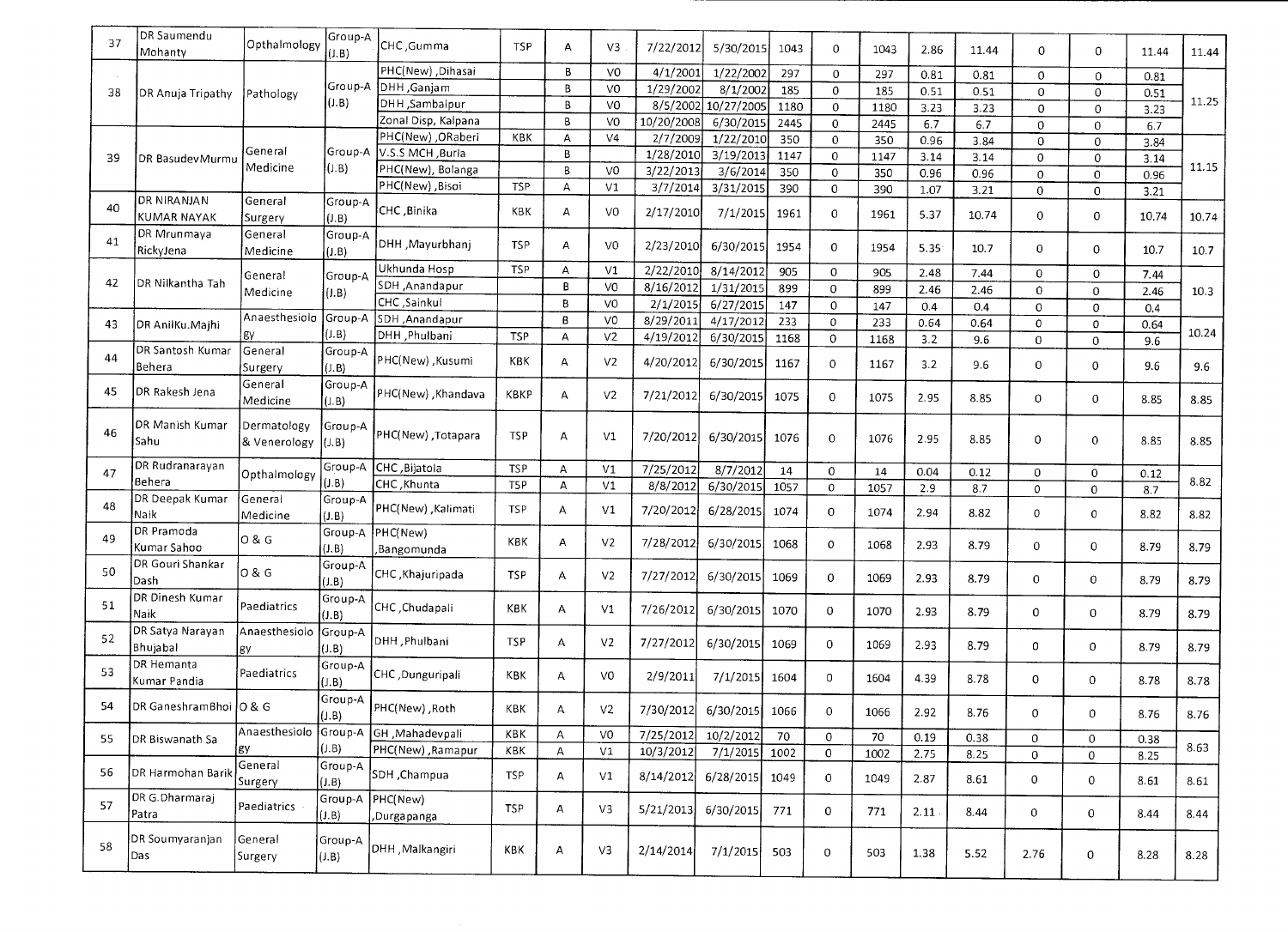| 37 | DR Saumendu Mohanty | Opthalmology | Group-A (J.B) | CHC ,Gumma | TSP | A | V3 | 7/22/2012 | 5/30/2015 | 1043 | 0 | 1043 | 2.86 | 11.44 | 0 | 0 | 11.44 | 11.44 |
|---|---|---|---|---|---|---|---|---|---|---|---|---|---|---|---|---|---|---|
| 38 | DR Anuja Tripathy | Pathology | Group-A (J.B) | PHC(New) ,Dihasai | | B | V0 | 4/1/2001 | 1/22/2002 | 297 | 0 | 297 | 0.81 | 0.81 | 0 | 0 | 0.81 | 11.25 |
| | | | | DHH ,Ganjam | | B | V0 | 1/29/2002 | 8/1/2002 | 185 | 0 | 185 | 0.51 | 0.51 | 0 | 0 | 0.51 | |
| | | | | DHH ,Sambalpur | | B | V0 | 8/5/2002 | 10/27/2005 | 1180 | 0 | 1180 | 3.23 | 3.23 | 0 | 0 | 3.23 | |
| | | | | Zonal Disp, Kalpana | | B | V0 | 10/20/2008 | 6/30/2015 | 2445 | 0 | 2445 | 6.7 | 6.7 | 0 | 0 | 6.7 | |
| 39 | DR BasudevMurmu | General Medicine | Group-A (J.B) | PHC(New) ,ORaberi | KBK | A | V4 | 2/7/2009 | 1/22/2010 | 350 | 0 | 350 | 0.96 | 3.84 | 0 | 0 | 3.84 | 11.15 |
| | | | | V.S.S MCH ,Burla | | B | | 1/28/2010 | 3/19/2013 | 1147 | 0 | 1147 | 3.14 | 3.14 | 0 | 0 | 3.14 | |
| | | | | PHC(New), Bolanga | | B | V0 | 3/22/2013 | 3/6/2014 | 350 | 0 | 350 | 0.96 | 0.96 | 0 | 0 | 0.96 | |
| | | | | PHC(New) ,Bisoi | TSP | A | V1 | 3/7/2014 | 3/31/2015 | 390 | 0 | 390 | 1.07 | 3.21 | 0 | 0 | 3.21 | |
| 40 | DR NIRANJAN KUMAR NAYAK | General Surgery | Group-A (J.B) | CHC ,Binika | KBK | A | V0 | 2/17/2010 | 7/1/2015 | 1961 | 0 | 1961 | 5.37 | 10.74 | 0 | 0 | 10.74 | 10.74 |
| 41 | DR Mrunmaya RickyJena | General Medicine | Group-A (J.B) | DHH ,Mayurbhanj | TSP | A | V0 | 2/23/2010 | 6/30/2015 | 1954 | 0 | 1954 | 5.35 | 10.7 | 0 | 0 | 10.7 | 10.7 |
| 42 | DR Nilkantha Tah | General Medicine | Group-A (J.B) | Ukhunda Hosp | TSP | A | V1 | 2/22/2010 | 8/14/2012 | 905 | 0 | 905 | 2.48 | 7.44 | 0 | 0 | 7.44 | 10.3 |
| | | | | SDH ,Anandapur | | B | V0 | 8/16/2012 | 1/31/2015 | 899 | 0 | 899 | 2.46 | 2.46 | 0 | 0 | 2.46 | |
| | | | | CHC ,Sainkul | | B | V0 | 2/1/2015 | 6/27/2015 | 147 | 0 | 147 | 0.4 | 0.4 | 0 | 0 | 0.4 | |
| 43 | DR AnilKu.Majhi | Anaesthesiology | Group-A (J.B) | SDH ,Anandapur | | B | V0 | 8/29/2011 | 4/17/2012 | 233 | 0 | 233 | 0.64 | 0.64 | 0 | 0 | 0.64 | 10.24 |
| | | | | DHH ,Phulbani | TSP | A | V2 | 4/19/2012 | 6/30/2015 | 1168 | 0 | 1168 | 3.2 | 9.6 | 0 | 0 | 9.6 | |
| 44 | DR Santosh Kumar Behera | General Surgery | Group-A (J.B) | PHC(New) ,Kusumi | KBK | A | V2 | 4/20/2012 | 6/30/2015 | 1167 | 0 | 1167 | 3.2 | 9.6 | 0 | 0 | 9.6 | 9.6 |
| 45 | DR Rakesh Jena | General Medicine | Group-A (J.B) | PHC(New) ,Khandava | KBKP | A | V2 | 7/21/2012 | 6/30/2015 | 1075 | 0 | 1075 | 2.95 | 8.85 | 0 | 0 | 8.85 | 8.85 |
| 46 | DR Manish Kumar Sahu | Dermatology & Venerology | Group-A (J.B) | PHC(New) ,Totapara | TSP | A | V1 | 7/20/2012 | 6/30/2015 | 1076 | 0 | 1076 | 2.95 | 8.85 | 0 | 0 | 8.85 | 8.85 |
| 47 | DR Rudranarayan Behera | Opthalmology | Group-A (J.B) | CHC ,Bijatola | TSP | A | V1 | 7/25/2012 | 8/7/2012 | 14 | 0 | 14 | 0.04 | 0.12 | 0 | 0 | 0.12 | 8.82 |
| | | | | CHC ,Khunta | TSP | A | V1 | 8/8/2012 | 6/30/2015 | 1057 | 0 | 1057 | 2.9 | 8.7 | 0 | 0 | 8.7 | |
| 48 | DR Deepak Kumar Naik | General Medicine | Group-A (J.B) | PHC(New) ,Kalimati | TSP | A | V1 | 7/20/2012 | 6/28/2015 | 1074 | 0 | 1074 | 2.94 | 8.82 | 0 | 0 | 8.82 | 8.82 |
| 49 | DR Pramoda Kumar Sahoo | O & G | Group-A (J.B) | PHC(New) ,Bangomunda | KBK | A | V2 | 7/28/2012 | 6/30/2015 | 1068 | 0 | 1068 | 2.93 | 8.79 | 0 | 0 | 8.79 | 8.79 |
| 50 | DR Gouri Shankar Dash | O & G | Group-A (J.B) | CHC ,Khajuripada | TSP | A | V2 | 7/27/2012 | 6/30/2015 | 1069 | 0 | 1069 | 2.93 | 8.79 | 0 | 0 | 8.79 | 8.79 |
| 51 | DR Dinesh Kumar Naik | Paediatrics | Group-A (J.B) | CHC ,Chudapali | KBK | A | V1 | 7/26/2012 | 6/30/2015 | 1070 | 0 | 1070 | 2.93 | 8.79 | 0 | 0 | 8.79 | 8.79 |
| 52 | DR Satya Narayan Bhujabal | Anaesthesiology | Group-A (J.B) | DHH ,Phulbani | TSP | A | V2 | 7/27/2012 | 6/30/2015 | 1069 | 0 | 1069 | 2.93 | 8.79 | 0 | 0 | 8.79 | 8.79 |
| 53 | DR Hemanta Kumar Pandia | Paediatrics | Group-A (J.B) | CHC ,Dunguripali | KBK | A | V0 | 2/9/2011 | 7/1/2015 | 1604 | 0 | 1604 | 4.39 | 8.78 | 0 | 0 | 8.78 | 8.78 |
| 54 | DR GaneshramBhoi | O & G | Group-A (J.B) | PHC(New) ,Roth | KBK | A | V2 | 7/30/2012 | 6/30/2015 | 1066 | 0 | 1066 | 2.92 | 8.76 | 0 | 0 | 8.76 | 8.76 |
| 55 | DR Biswanath Sa | Anaesthesiology | Group-A (J.B) | GH ,Mahadevpali | KBK | A | V0 | 7/25/2012 | 10/2/2012 | 70 | 0 | 70 | 0.19 | 0.38 | 0 | 0 | 0.38 | 8.63 |
| | | | | PHC(New) ,Ramapur | KBK | A | V1 | 10/3/2012 | 7/1/2015 | 1002 | 0 | 1002 | 2.75 | 8.25 | 0 | 0 | 8.25 | |
| 56 | DR Harmohan Barik | General Surgery | Group-A (J.B) | SDH ,Champua | TSP | A | V1 | 8/14/2012 | 6/28/2015 | 1049 | 0 | 1049 | 2.87 | 8.61 | 0 | 0 | 8.61 | 8.61 |
| 57 | DR G.Dharmaraj Patra | Paediatrics | Group-A (J.B) | PHC(New) ,Durgapanga | TSP | A | V3 | 5/21/2013 | 6/30/2015 | 771 | 0 | 771 | 2.11 | 8.44 | 0 | 0 | 8.44 | 8.44 |
| 58 | DR Soumyaranjan Das | General Surgery | Group-A (J.B) | DHH ,Malkangiri | KBK | A | V3 | 2/14/2014 | 7/1/2015 | 503 | 0 | 503 | 1.38 | 5.52 | 2.76 | 0 | 8.28 | 8.28 |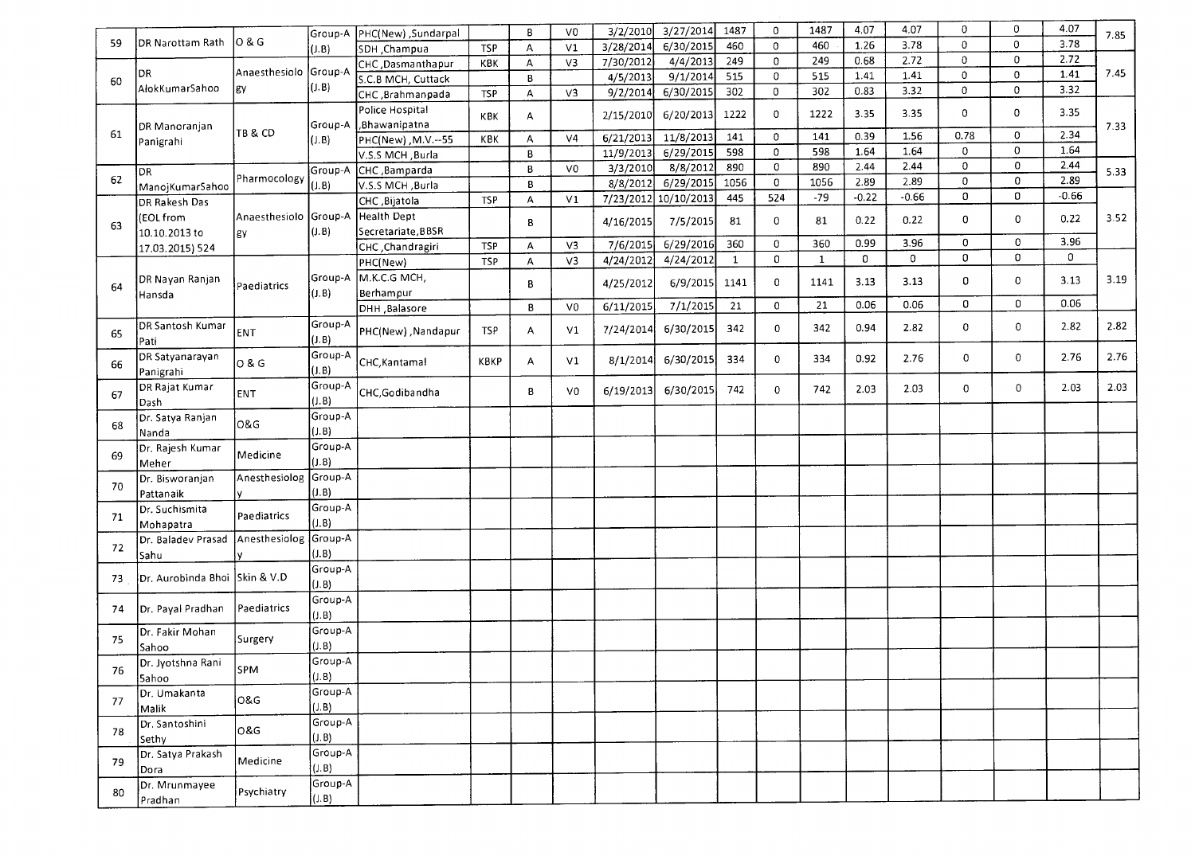| 59 | DR Narottam Rath | O & G | Group-A (J.B) | PHC(New) ,Sundarpal | | B | V0 | 3/2/2010 | 3/27/2014 | 1487 | 0 | 1487 | 4.07 | 4.07 | 0 | 0 | 4.07 | 7.85 |
|---|---|---|---|---|---|---|---|---|---|---|---|---|---|---|---|---|---|---|
| | | | | SDH ,Champua | TSP | A | V1 | 3/28/2014 | 6/30/2015 | 460 | 0 | 460 | 1.26 | 3.78 | 0 | 0 | 3.78 | |
| 60 | DR AlokKumarSahoo | Anaesthesiology | Group-A (J.B) | CHC ,Dasmanthapur | KBK | A | V3 | 7/30/2012 | 4/4/2013 | 249 | 0 | 249 | 0.68 | 2.72 | 0 | 0 | 2.72 | 7.45 |
| | | | | S.C.B MCH, Cuttack | | B | | 4/5/2013 | 9/1/2014 | 515 | 0 | 515 | 1.41 | 1.41 | 0 | 0 | 1.41 | |
| | | | | CHC ,Brahmanpada | TSP | A | V3 | 9/2/2014 | 6/30/2015 | 302 | 0 | 302 | 0.83 | 3.32 | 0 | 0 | 3.32 | |
| 61 | DR Manoranjan Panigrahi | TB & CD | Group-A (J.B) | Police Hospital ,Bhawanipatna | KBK | A | | 2/15/2010 | 6/20/2013 | 1222 | 0 | 1222 | 3.35 | 3.35 | 0 | 0 | 3.35 | 7.33 |
| | | | | PHC(New) ,M.V.--55 | KBK | A | V4 | 6/21/2013 | 11/8/2013 | 141 | 0 | 141 | 0.39 | 1.56 | 0.78 | 0 | 2.34 | |
| | | | | V.S.S MCH ,Burla | | B | | 11/9/2013 | 6/29/2015 | 598 | 0 | 598 | 1.64 | 1.64 | 0 | 0 | 1.64 | |
| 62 | DR ManojKumarSahoo | Pharmocology | Group-A (J.B) | CHC ,Bamparda | | B | V0 | 3/3/2010 | 8/8/2012 | 890 | 0 | 890 | 2.44 | 2.44 | 0 | 0 | 2.44 | 5.33 |
| | | | | V.S.S MCH ,Burla | | B | | 8/8/2012 | 6/29/2015 | 1056 | 0 | 1056 | 2.89 | 2.89 | 0 | 0 | 2.89 | |
| 63 | DR Rakesh Das (EOL from 10.10.2013 to 17.03.2015) 524 | Anaesthesiology | Group-A (J.B) | CHC ,Bijatola | TSP | A | V1 | 7/23/2012 | 10/10/2013 | 445 | 524 | -79 | -0.22 | -0.66 | 0 | 0 | -0.66 | 3.52 |
| | | | | Health Dept Secretariate,BBSR | | B | | 4/16/2015 | 7/5/2015 | 81 | 0 | 81 | 0.22 | 0.22 | 0 | 0 | 0.22 | |
| | | | | CHC ,Chandragiri | TSP | A | V3 | 7/6/2015 | 6/29/2016 | 360 | 0 | 360 | 0.99 | 3.96 | 0 | 0 | 3.96 | |
| 64 | DR Nayan Ranjan Hansda | Paediatrics | Group-A (J.B) | PHC(New) | TSP | A | V3 | 4/24/2012 | 4/24/2012 | 1 | 0 | 1 | 0 | 0 | 0 | 0 | 0 | 3.19 |
| | | | | M.K.C.G MCH, Berhampur | | B | | 4/25/2012 | 6/9/2015 | 1141 | 0 | 1141 | 3.13 | 3.13 | 0 | 0 | 3.13 | |
| | | | | DHH ,Balasore | | B | V0 | 6/11/2015 | 7/1/2015 | 21 | 0 | 21 | 0.06 | 0.06 | 0 | 0 | 0.06 | |
| 65 | DR Santosh Kumar Pati | ENT | Group-A (J.B) | PHC(New) ,Nandapur | TSP | A | V1 | 7/24/2014 | 6/30/2015 | 342 | 0 | 342 | 0.94 | 2.82 | 0 | 0 | 2.82 | 2.82 |
| 66 | DR Satyanarayan Panigrahi | O & G | Group-A (J.B) | CHC,Kantamal | KBKP | A | V1 | 8/1/2014 | 6/30/2015 | 334 | 0 | 334 | 0.92 | 2.76 | 0 | 0 | 2.76 | 2.76 |
| 67 | DR Rajat Kumar Dash | ENT | Group-A (J.B) | CHC,Godibandha | | B | V0 | 6/19/2013 | 6/30/2015 | 742 | 0 | 742 | 2.03 | 2.03 | 0 | 0 | 2.03 | 2.03 |
| 68 | Dr. Satya Ranjan Nanda | O&G | Group-A (J.B) | | | | | | | | | | | | | | | |
| 69 | Dr. Rajesh Kumar Meher | Medicine | Group-A (J.B) | | | | | | | | | | | | | | | |
| 70 | Dr. Bisworanjan Pattanaik | Anesthesiology | Group-A (J.B) | | | | | | | | | | | | | | | |
| 71 | Dr. Suchismita Mohapatra | Paediatrics | Group-A (J.B) | | | | | | | | | | | | | | | |
| 72 | Dr. Baladev Prasad Sahu | Anesthesiology | Group-A (J.B) | | | | | | | | | | | | | | | |
| 73 | Dr. Aurobinda Bhoi | Skin & V.D | Group-A (J.B) | | | | | | | | | | | | | | | |
| 74 | Dr. Payal Pradhan | Paediatrics | Group-A (J.B) | | | | | | | | | | | | | | | |
| 75 | Dr. Fakir Mohan Sahoo | Surgery | Group-A (J.B) | | | | | | | | | | | | | | | |
| 76 | Dr. Jyotshna Rani Sahoo | SPM | Group-A (J.B) | | | | | | | | | | | | | | | |
| 77 | Dr. Umakanta Malik | O&G | Group-A (J.B) | | | | | | | | | | | | | | | |
| 78 | Dr. Santoshini Sethy | O&G | Group-A (J.B) | | | | | | | | | | | | | | | |
| 79 | Dr. Satya Prakash Dora | Medicine | Group-A (J.B) | | | | | | | | | | | | | | | |
| 80 | Dr. Mrunmayee Pradhan | Psychiatry | Group-A (J.B) | | | | | | | | | | | | | | | |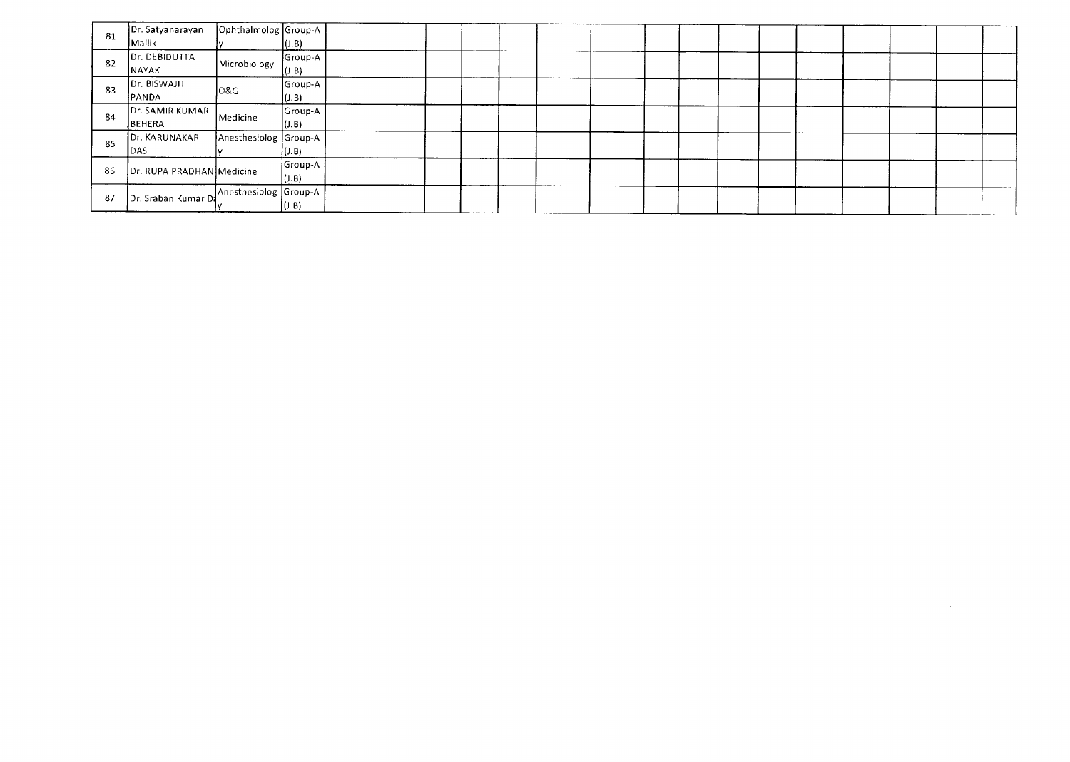| 81 | Dr. Satyanarayan Mallik | Ophthalmology | Group-A (J.B) | | | | | | | | | | | | | | | |
|---|---|---|---|---|---|---|---|---|---|---|---|---|---|---|---|---|---|---|
| 82 | Dr. DEBIDUTTA NAYAK | Microbiology | Group-A (J.B) | | | | | | | | | | | | | | | |
| 83 | Dr. BISWAJIT PANDA | O&G | Group-A (J.B) | | | | | | | | | | | | | | | |
| 84 | Dr. SAMIR KUMAR BEHERA | Medicine | Group-A (J.B) | | | | | | | | | | | | | | | |
| 85 | Dr. KARUNAKAR DAS | Anesthesiology | Group-A (J.B) | | | | | | | | | | | | | | | |
| 86 | Dr. RUPA PRADHAN | Medicine | Group-A (J.B) | | | | | | | | | | | | | | | |
| 87 | Dr. Sraban Kumar Da | Anesthesiology | Group-A (J.B) | | | | | | | | | | | | | | | |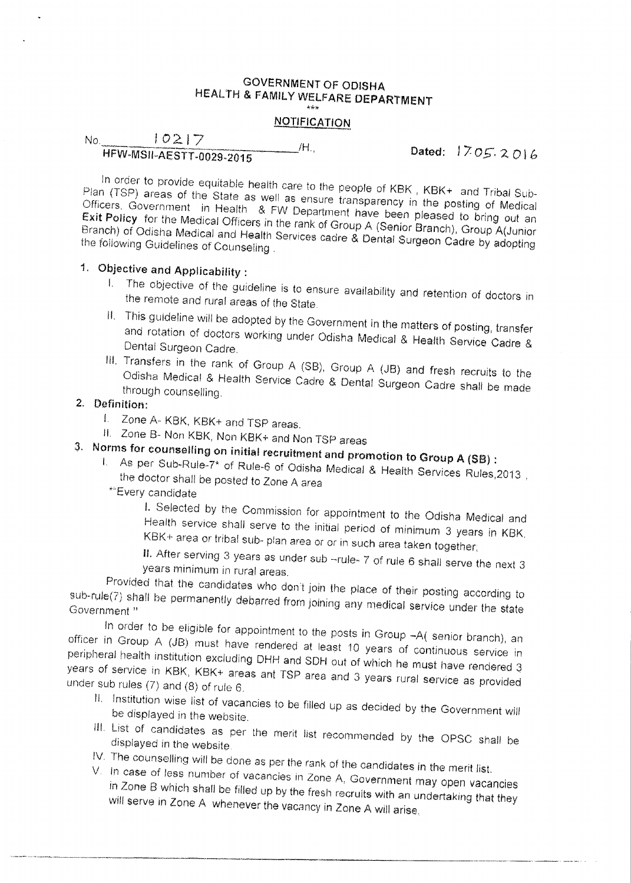# GOVERNMENT OF ODISHA
# HEALTH & FAMILY WELFARE DEPARTMENT

\*\*\*

## NOTIFICATION

No. 10217 /H., Dated: 17.05.2016
HFW-MSII-AESTT-0029-2015

In order to provide equitable health care to the people of KBK , KBK+ and Tribal Sub-Plan (TSP) areas of the State as well as ensure transparency in the posting of Medical Officers, Government in Health & FW Department have been pleased to bring out an **Exit Policy** for the Medical Officers in the rank of Group A (Senior Branch), Group A(Junior Branch) of Odisha Medical and Health Services cadre & Dental Surgeon Cadre by adopting the following Guidelines of Counseling .

### 1. Objective and Applicability :

I. The objective of the guideline is to ensure availability and retention of doctors in the remote and rural areas of the State.

II. This guideline will be adopted by the Government in the matters of posting, transfer and rotation of doctors working under Odisha Medical & Health Service Cadre & Dental Surgeon Cadre.

III. Transfers in the rank of Group A (SB), Group A (JB) and fresh recruits to the Odisha Medical & Health Service Cadre & Dental Surgeon Cadre shall be made through counselling.

### 2. Definition:

I. Zone A- KBK, KBK+ and TSP areas.

II. Zone B- Non KBK, Non KBK+ and Non TSP areas

### 3. Norms for counselling on initial recruitment and promotion to Group A (SB) :

I. As per Sub-Rule-7* of Rule-6 of Odisha Medical & Health Services Rules,2013 , the doctor shall be posted to Zone A area

*"Every candidate

I. Selected by the Commission for appointment to the Odisha Medical and Health service shall serve to the initial period of minimum 3 years in KBK, KBK+ area or tribal sub- plan area or or in such area taken together.

II. After serving 3 years as under sub –rule- 7 of rule 6 shall serve the next 3 years minimum in rural areas.

Provided that the candidates who don't join the place of their posting according to sub-rule(7) shall be permanently debarred from joining any medical service under the state Government "

In order to be eligible for appointment to the posts in Group –A( senior branch), an officer in Group A (JB) must have rendered at least 10 years of continuous service in peripheral health institution excluding DHH and SDH out of which he must have rendered 3 years of service in KBK, KBK+ areas ant TSP area and 3 years rural service as provided under sub rules (7) and (8) of rule 6.

II. Institution wise list of vacancies to be filled up as decided by the Government will be displayed in the website.

III. List of candidates as per the merit list recommended by the OPSC shall be displayed in the website.

IV. The counselling will be done as per the rank of the candidates in the merit list.

V. In case of less number of vacancies in Zone A, Government may open vacancies in Zone B which shall be filled up by the fresh recruits with an undertaking that they will serve in Zone A whenever the vacancy in Zone A will arise.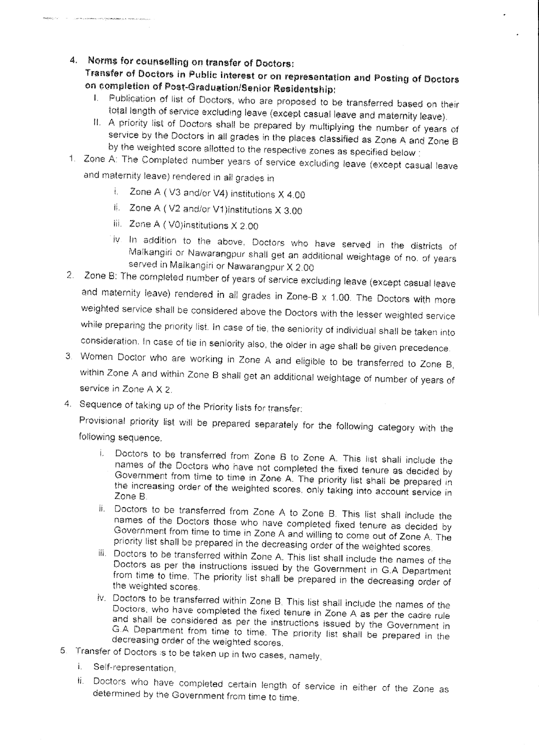## 4. Norms for counselling on transfer of Doctors:

**Transfer of Doctors in Public interest or on representation and Posting of Doctors on completion of Post-Graduation/Senior Residentship:**

I. Publication of list of Doctors, who are proposed to be transferred based on their total length of service excluding leave (except casual leave and maternity leave).

II. A priority list of Doctors shall be prepared by multiplying the number of years of service by the Doctors in all grades in the places classified as Zone A and Zone B by the weighted score allotted to the respective zones as specified below :

1. Zone A: The Completed number years of service excluding leave (except casual leave and maternity leave) rendered in all grades in
   i. Zone A ( V3 and/or V4) institutions X 4.00
   ii. Zone A ( V2 and/or V1)institutions X 3.00
   iii. Zone A ( V0)institutions X 2.00
   iv. In addition to the above, Doctors who have served in the districts of Malkangiri or Nawarangpur shall get an additional weightage of no. of years served in Malkangiri or Nawarangpur X 2.00
2. Zone B: The completed number of years of service excluding leave (except casual leave and maternity leave) rendered in all grades in Zone-B x 1.00. The Doctors with more weighted service shall be considered above the Doctors with the lesser weighted service while preparing the priority list. In case of tie, the seniority of individual shall be taken into consideration. In case of tie in seniority also, the older in age shall be given precedence.
3. Women Doctor who are working in Zone A and eligible to be transferred to Zone B, within Zone A and within Zone B shall get an additional weightage of number of years of service in Zone A X 2.
4. Sequence of taking up of the Priority lists for transfer:

   Provisional priority list will be prepared separately for the following category with the following sequence.

   i. Doctors to be transferred from Zone B to Zone A. This list shall include the names of the Doctors who have not completed the fixed tenure as decided by Government from time to time in Zone A. The priority list shall be prepared in the increasing order of the weighted scores, only taking into account service in Zone B.
   ii. Doctors to be transferred from Zone A to Zone B. This list shall include the names of the Doctors those who have completed fixed tenure as decided by Government from time to time in Zone A and willing to come out of Zone A. The priority list shall be prepared in the decreasing order of the weighted scores.
   iii. Doctors to be transferred within Zone A. This list shall include the names of the Doctors as per the instructions issued by the Government in G.A Department from time to time. The priority list shall be prepared in the decreasing order of the weighted scores.
   iv. Doctors to be transferred within Zone B. This list shall include the names of the Doctors, who have completed the fixed tenure in Zone A as per the cadre rule and shall be considered as per the instructions issued by the Government in G.A Department from time to time. The priority list shall be prepared in the decreasing order of the weighted scores.
5. Transfer of Doctors is to be taken up in two cases, namely,
   i. Self-representation,
   ii. Doctors who have completed certain length of service in either of the Zone as determined by the Government from time to time.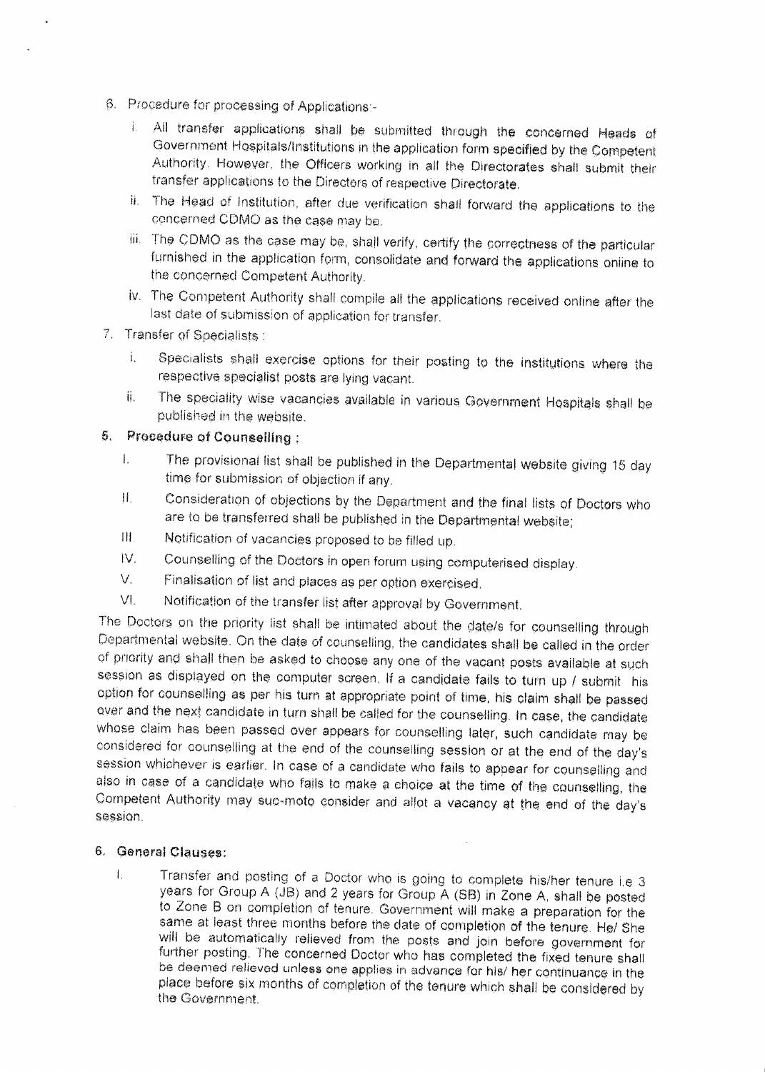6. Procedure for processing of Applications:-

   i. All transfer applications shall be submitted through the concerned Heads of Government Hospitals/Institutions in the application form specified by the Competent Authority. However, the Officers working in all the Directorates shall submit their transfer applications to the Directors of respective Directorate.

   ii. The Head of Institution, after due verification shall forward the applications to the concerned CDMO as the case may be.

   iii. The CDMO as the case may be, shall verify, certify the correctness of the particular furnished in the application form, consolidate and forward the applications online to the concerned Competent Authority.

   iv. The Competent Authority shall compile all the applications received online after the last date of submission of application for transfer.

7. Transfer of Specialists :

   i. Specialists shall exercise options for their posting to the institutions where the respective specialist posts are lying vacant.

   ii. The speciality wise vacancies available in various Government Hospitals shall be published in the website.

## 5. Procedure of Counselling :

I. The provisional list shall be published in the Departmental website giving 15 day time for submission of objection if any.

II. Consideration of objections by the Department and the final lists of Doctors who are to be transferred shall be published in the Departmental website;

III Notification of vacancies proposed to be filled up.

IV. Counselling of the Doctors in open forum using computerised display.

V. Finalisation of list and places as per option exercised.

VI. Notification of the transfer list after approval by Government.

The Doctors on the priority list shall be intimated about the date/s for counselling through Departmental website. On the date of counselling, the candidates shall be called in the order of priority and shall then be asked to choose any one of the vacant posts available at such session as displayed on the computer screen. If a candidate fails to turn up / submit his option for counselling as per his turn at appropriate point of time, his claim shall be passed over and the next candidate in turn shall be called for the counselling. In case, the candidate whose claim has been passed over appears for counselling later, such candidate may be considered for counselling at the end of the counselling session or at the end of the day's session whichever is earlier. In case of a candidate who fails to appear for counselling and also in case of a candidate who fails to make a choice at the time of the counselling, the Competent Authority may suo-moto consider and allot a vacancy at the end of the day's session.

## 6. General Clauses:

I. Transfer and posting of a Doctor who is going to complete his/her tenure i.e 3 years for Group A (JB) and 2 years for Group A (SB) in Zone A, shall be posted to Zone B on completion of tenure. Government will make a preparation for the same at least three months before the date of completion of the tenure. He/ She will be automatically relieved from the posts and join before government for further posting. The concerned Doctor who has completed the fixed tenure shall be deemed relieved unless one applies in advance for his/ her continuance in the place before six months of completion of the tenure which shall be considered by the Government.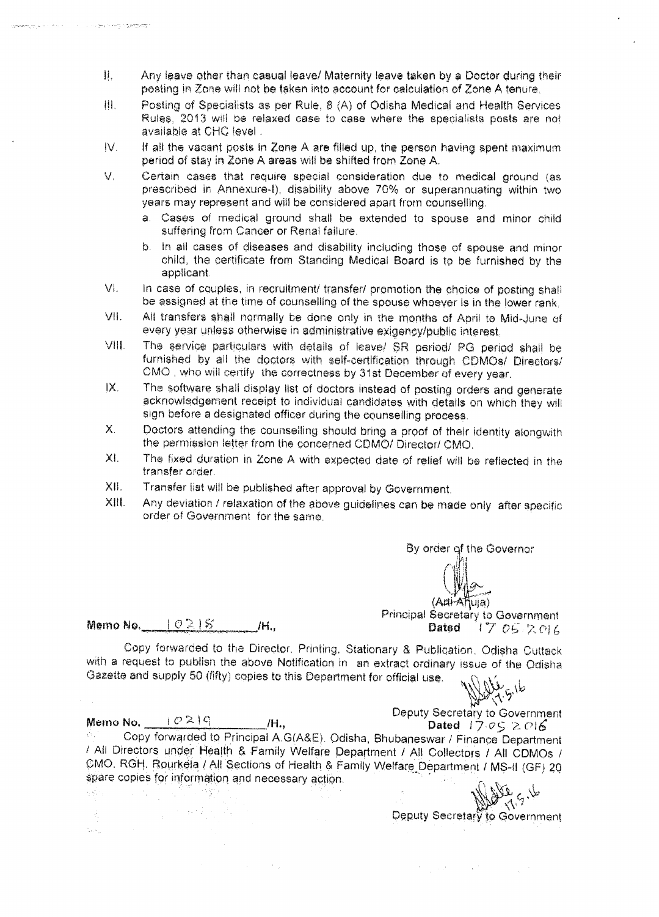II. Any leave other than casual leave/ Maternity leave taken by a Doctor during their posting in Zone will not be taken into account for calculation of Zone A tenure.

III. Posting of Specialists as per Rule, 8 (A) of Odisha Medical and Health Services Rules, 2013 will be relaxed case to case where the specialists posts are not available at CHC level .

IV. If all the vacant posts in Zone A are filled up, the person having spent maximum period of stay in Zone A areas will be shifted from Zone A.

V. Certain cases that require special consideration due to medical ground (as prescribed in Annexure-I), disability above 70% or superannuating within two years may represent and will be considered apart from counselling.

   a. Cases of medical ground shall be extended to spouse and minor child suffering from Cancer or Renal failure.

   b. In all cases of diseases and disability including those of spouse and minor child, the certificate from Standing Medical Board is to be furnished by the applicant.

VI. In case of couples, in recruitment/ transfer/ promotion the choice of posting shall be assigned at the time of counselling of the spouse whoever is in the lower rank.

VII. All transfers shall normally be done only in the months of April to Mid-June of every year unless otherwise in administrative exigency/public interest.

VIII. The service particulars with details of leave/ SR period/ PG period shall be furnished by all the doctors with self-certification through CDMOs/ Directors/ CMO , who will certify the correctness by 31st December of every year.

IX. The software shall display list of doctors instead of posting orders and generate acknowledgement receipt to individual candidates with details on which they will sign before a designated officer during the counselling process.

X. Doctors attending the counselling should bring a proof of their identity alongwith the permission letter from the concerned CDMO/ Director/ CMO.

XI. The fixed duration in Zone A with expected date of relief will be reflected in the transfer order.

XII. Transfer list will be published after approval by Government.

XIII. Any deviation / relaxation of the above guidelines can be made only after specific order of Government for the same.

By order of the Governor

(Arti Ahuja)
Principal Secretary to Government

**Memo No.** 10218 **/H.,** **Dated** 17.05.2016

Copy forwarded to the Director, Printing, Stationary & Publication, Odisha Cuttack with a request to publish the above Notification in an extract ordinary issue of the Odisha Gazette and supply 50 (fifty) copies to this Department for official use.

17.5.16
Deputy Secretary to Government

**Memo No.** 10219 **/H.,** **Dated** 17.05.2016

Copy forwarded to Principal A.G(A&E), Odisha, Bhubaneswar / Finance Department / All Directors under Health & Family Welfare Department / All Collectors / All CDMOs / CMO, RGH, Rourkela / All Sections of Health & Family Welfare Department / MS-II (GF) 20 spare copies for information and necessary action.

17.5.16
Deputy Secretary to Government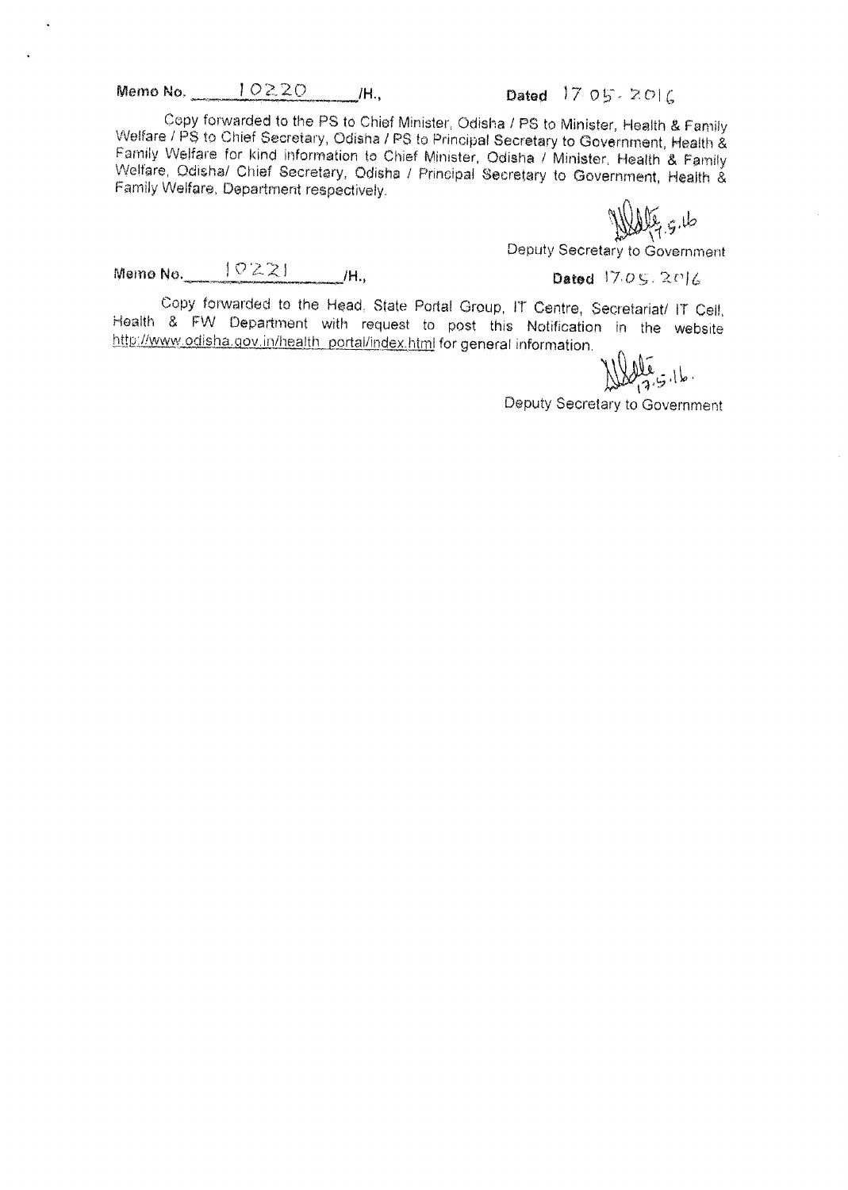Memo No. 10220 /H., Dated 17.05.2016

Copy forwarded to the PS to Chief Minister, Odisha / PS to Minister, Health & Family Welfare / PS to Chief Secretary, Odisha / PS to Principal Secretary to Government, Health & Family Welfare for kind information to Chief Minister, Odisha / Minister, Health & Family Welfare, Odisha/ Chief Secretary, Odisha / Principal Secretary to Government, Health & Family Welfare, Department respectively.

17.5.16

Deputy Secretary to Government

Memo No. 10221 /H., Dated 17.05.2016

Copy forwarded to the Head, State Portal Group, IT Centre, Secretariat/ IT Cell, Health & FW Department with request to post this Notification in the website http://www.odisha.gov.in/health_portal/index.html for general information.

17.5.16.

Deputy Secretary to Government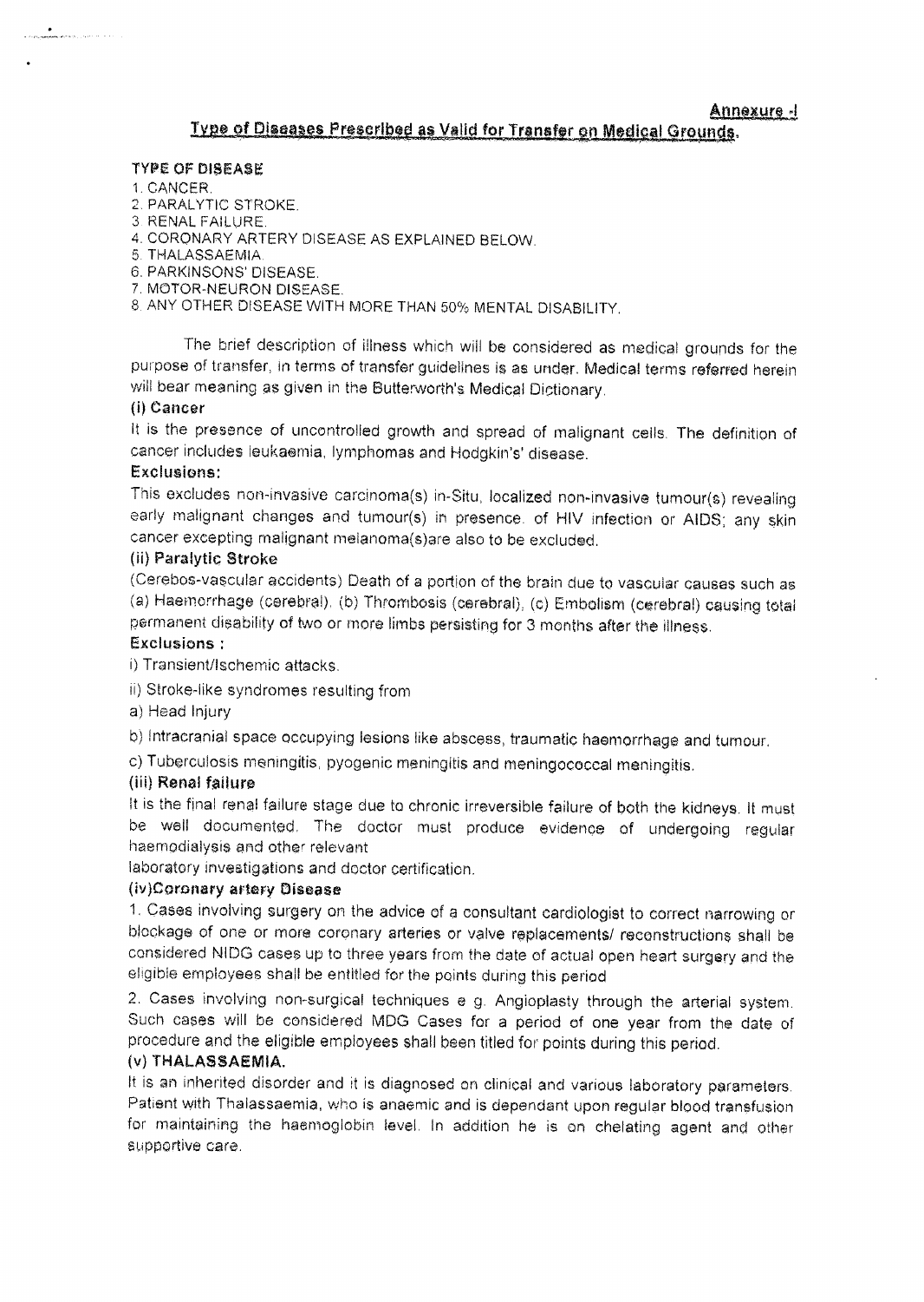**Annexure -I**

## Type of Diseases Prescribed as Valid for Transfer on Medical Grounds.

**TYPE OF DISEASE**

1. CANCER.
2. PARALYTIC STROKE.
3. RENAL FAILURE.
4. CORONARY ARTERY DISEASE AS EXPLAINED BELOW.
5. THALASSAEMIA.
6. PARKINSONS' DISEASE.
7. MOTOR-NEURON DISEASE.
8. ANY OTHER DISEASE WITH MORE THAN 50% MENTAL DISABILITY.

The brief description of illness which will be considered as medical grounds for the purpose of transfer, in terms of transfer guidelines is as under. Medical terms referred herein will bear meaning as given in the Butterworth's Medical Dictionary.

**(i) Cancer**

It is the presence of uncontrolled growth and spread of malignant cells. The definition of cancer includes leukaemia, lymphomas and Hodgkin's' disease.

**Exclusions:**

This excludes non-invasive carcinoma(s) in-Situ, localized non-invasive tumour(s) revealing early malignant changes and tumour(s) in presence. of HIV infection or AIDS; any skin cancer excepting malignant melanoma(s)are also to be excluded.

**(ii) Paralytic Stroke**

(Cerebos-vascular accidents) Death of a portion of the brain due to vascular causes such as (a) Haemorrhage (cerebral). (b) Thrombosis (cerebral), (c) Embolism (cerebral) causing total permanent disability of two or more limbs persisting for 3 months after the illness.

**Exclusions :**

i) Transient/Ischemic attacks.

ii) Stroke-like syndromes resulting from

a) Head Injury

b) Intracranial space occupying lesions like abscess, traumatic haemorrhage and tumour.

c) Tuberculosis meningitis, pyogenic meningitis and meningococcal meningitis.

**(iii) Renal failure**

It is the final renal failure stage due to chronic irreversible failure of both the kidneys. It must be well documented. The doctor must produce evidence of undergoing regular haemodialysis and other relevant laboratory investigations and doctor certification.

**(iv)Coronary artery Disease**

1. Cases involving surgery on the advice of a consultant cardiologist to correct narrowing or blockage of one or more coronary arteries or valve replacements/ reconstructions shall be considered NIDG cases up to three years from the date of actual open heart surgery and the eligible employees shall be entitled for the points during this period

2. Cases involving non-surgical techniques e g. Angioplasty through the arterial system. Such cases will be considered MDG Cases for a period of one year from the date of procedure and the eligible employees shall been titled for points during this period.

**(v) THALASSAEMIA.**

It is an inherited disorder and it is diagnosed on clinical and various laboratory parameters. Patient with Thalassaemia, who is anaemic and is dependant upon regular blood transfusion for maintaining the haemoglobin level. In addition he is on chelating agent and other supportive care.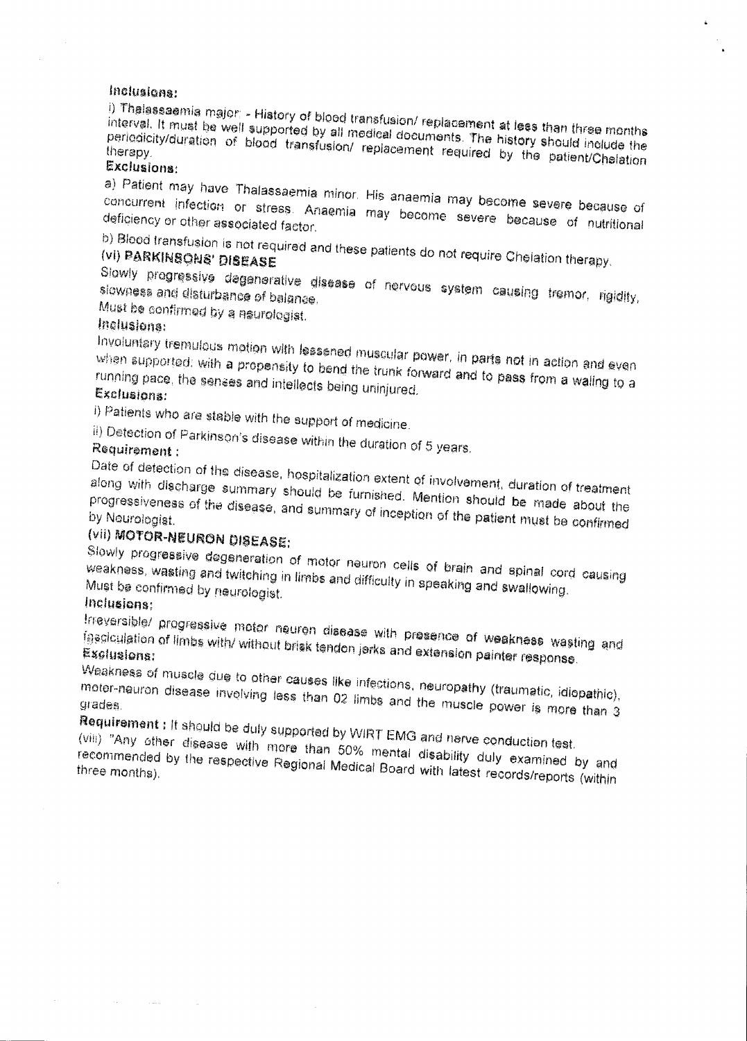**Inclusions:**

i) Thalassaemia major - History of blood transfusion/ replacement at less than three months interval. It must be well supported by all medical documents. The history should include the periodicity/duration of blood transfusion/ replacement required by the patient/Chelation therapy.

**Exclusions:**

a) Patient may have Thalassaemia minor. His anaemia may become severe because of concurrent infection or stress. Anaemia may become severe because of nutritional deficiency or other associated factor.

b) Blood transfusion is not required and these patients do not require Chelation therapy.

**(vi) PARKINSONS' DISEASE**

Slowly progressive degenerative disease of nervous system causing tremor, rigidity, slowness and disturbance of balance.

Must be confirmed by a neurologist.

**Inclusions:**

Involuntary tremulous motion with lessened muscular power, in parts not in action and even when supported; with a propensity to bend the trunk forward and to pass from a waling to a running pace, the senses and intellects being uninjured.

**Exclusions:**

i) Patients who are stable with the support of medicine.

ii) Detection of Parkinson's disease within the duration of 5 years.

**Requirement :**

Date of detection of the disease, hospitalization extent of involvement, duration of treatment along with discharge summary should be furnished. Mention should be made about the progressiveness of the disease, and summary of inception of the patient must be confirmed by Neurologist.

**(vii) MOTOR-NEURON DISEASE:**

Slowly progressive degeneration of motor neuron cells of brain and spinal cord causing weakness, wasting and twitching in limbs and difficulty in speaking and swallowing.

Must be confirmed by neurologist.

**Inclusions:**

Irreversible/ progressive motor neuron disease with presence of weakness wasting and fasciculation of limbs with/ without brisk tendon jerks and extension painter response.

**Exclusions:**

Weakness of muscle due to other causes like infections, neuropathy (traumatic, idiopathic), motor-neuron disease involving less than 02 limbs and the muscle power is more than 3 grades.

**Requirement :** It should be duly supported by WIRT EMG and nerve conduction test.

(viii) "Any other disease with more than 50% mental disability duly examined by and recommended by the respective Regional Medical Board with latest records/reports (within three months).